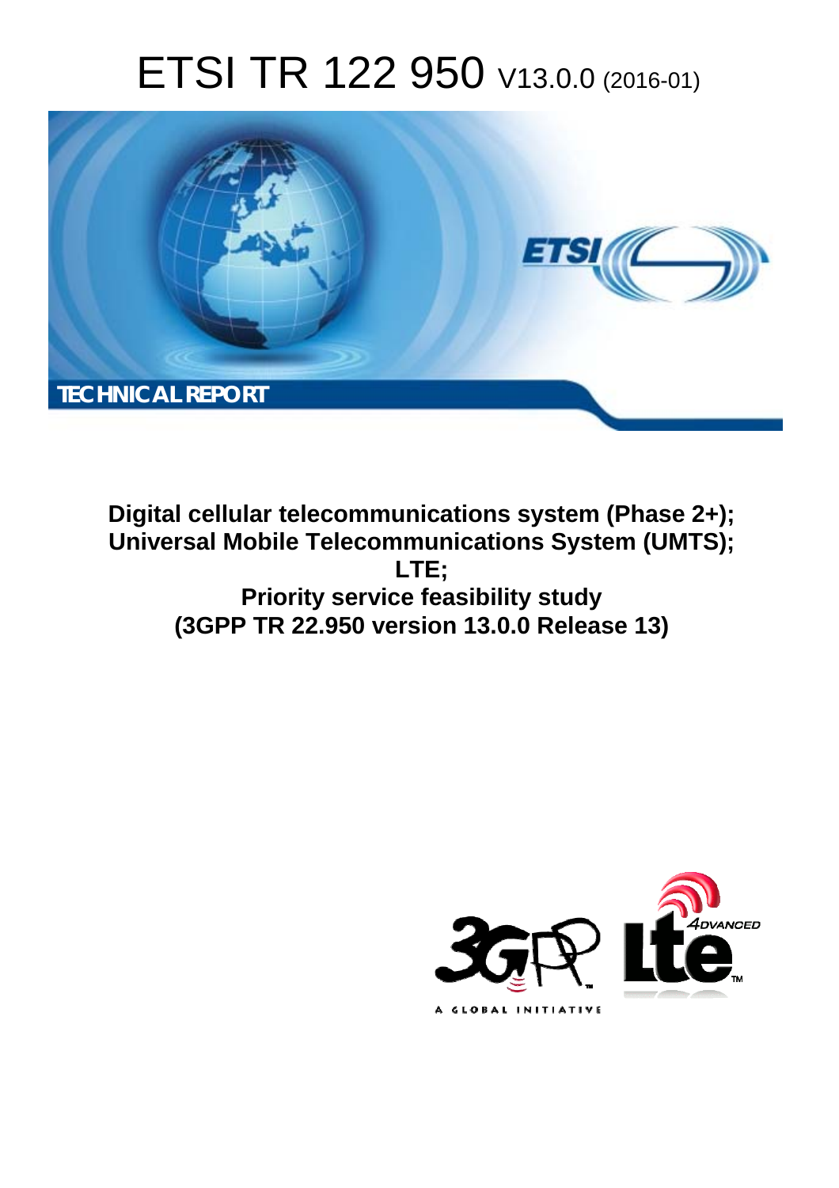# ETSI TR 122 950 V13.0.0 (2016-01)

TECHNICAL REPORT

**Digital cellular telecommunications system (Phase 2+); Universal Mobile Telecommunications System (UMTS); LTE; Priority service feasibility study (3GPP TR 22.950 version 13.0.0 Release 13)**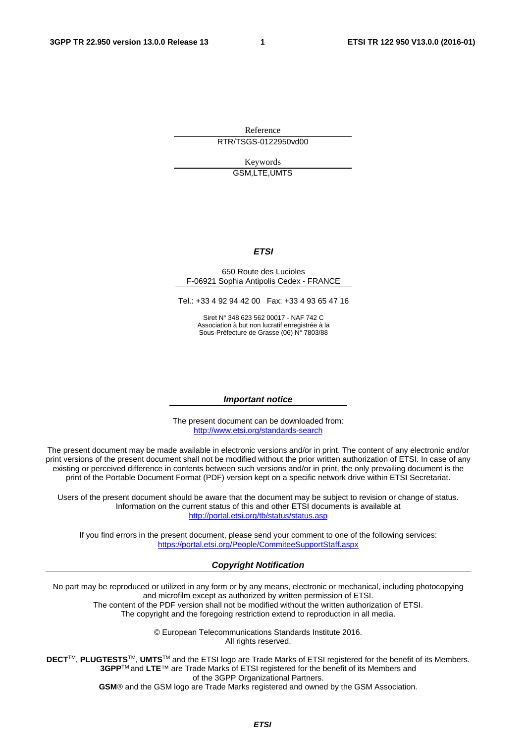Reference

RTR/TSGS-0122950vd00

Keywords

GSM,LTE,UMTS

***ETSI***

650 Route des Lucioles
F-06921 Sophia Antipolis Cedex - FRANCE

Tel.: +33 4 92 94 42 00   Fax: +33 4 93 65 47 16

Siret N° 348 623 562 00017 - NAF 742 C
Association à but non lucratif enregistrée à la
Sous-Préfecture de Grasse (06) N° 7803/88

***Important notice***

The present document can be downloaded from:
http://www.etsi.org/standards-search

The present document may be made available in electronic versions and/or in print. The content of any electronic and/or print versions of the present document shall not be modified without the prior written authorization of ETSI. In case of any existing or perceived difference in contents between such versions and/or in print, the only prevailing document is the print of the Portable Document Format (PDF) version kept on a specific network drive within ETSI Secretariat.

Users of the present document should be aware that the document may be subject to revision or change of status. Information on the current status of this and other ETSI documents is available at
http://portal.etsi.org/tb/status/status.asp

If you find errors in the present document, please send your comment to one of the following services:
https://portal.etsi.org/People/CommiteeSupportStaff.aspx

***Copyright Notification***

No part may be reproduced or utilized in any form or by any means, electronic or mechanical, including photocopying and microfilm except as authorized by written permission of ETSI.
The content of the PDF version shall not be modified without the written authorization of ETSI.
The copyright and the foregoing restriction extend to reproduction in all media.

© European Telecommunications Standards Institute 2016.
All rights reserved.

**DECT**™, **PLUGTESTS**™, **UMTS**™ and the ETSI logo are Trade Marks of ETSI registered for the benefit of its Members.
**3GPP**™ and **LTE**™ are Trade Marks of ETSI registered for the benefit of its Members and of the 3GPP Organizational Partners.
**GSM**® and the GSM logo are Trade Marks registered and owned by the GSM Association.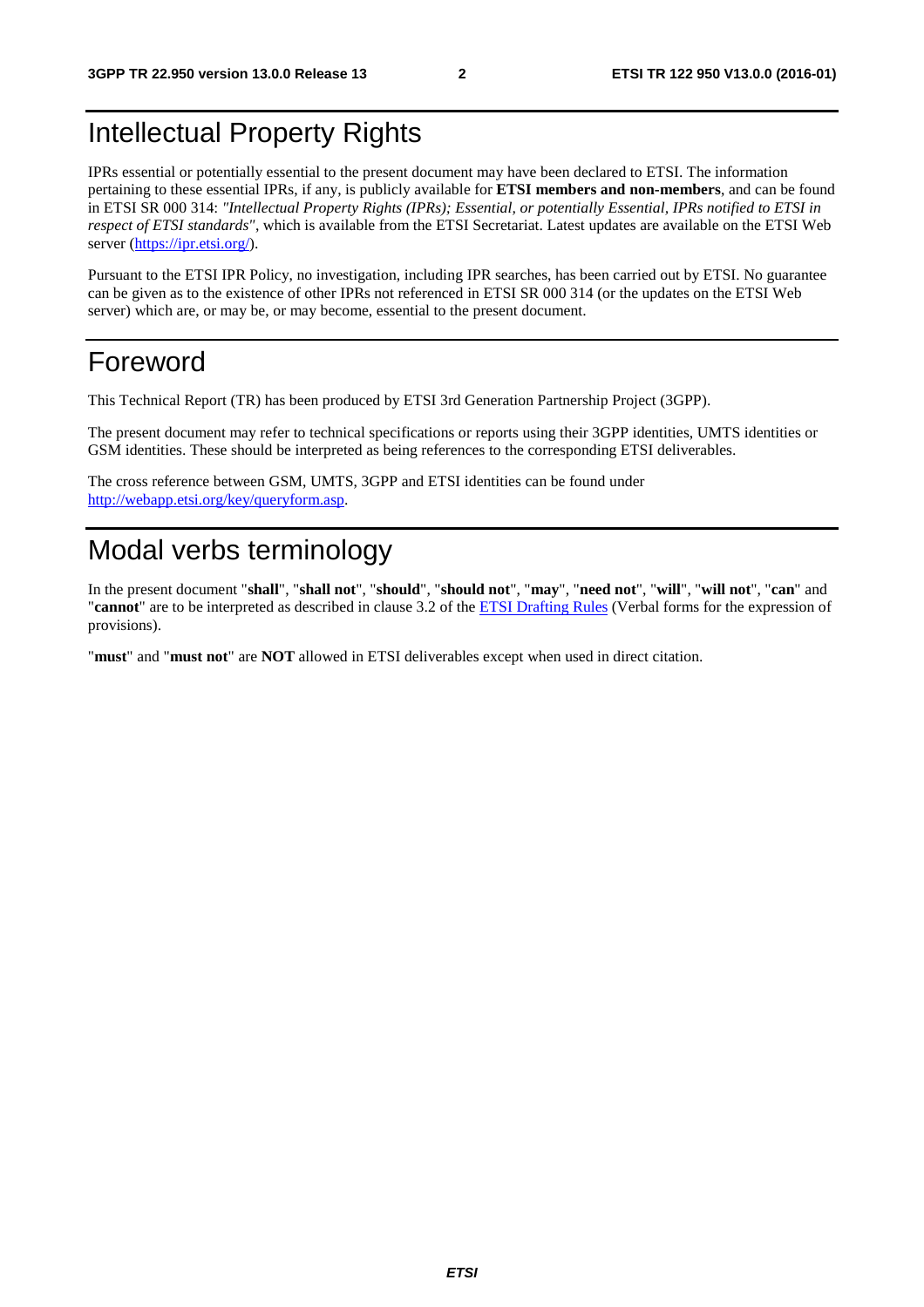# Intellectual Property Rights

IPRs essential or potentially essential to the present document may have been declared to ETSI. The information pertaining to these essential IPRs, if any, is publicly available for **ETSI members and non-members**, and can be found in ETSI SR 000 314: *"Intellectual Property Rights (IPRs); Essential, or potentially Essential, IPRs notified to ETSI in respect of ETSI standards"*, which is available from the ETSI Secretariat. Latest updates are available on the ETSI Web server (https://ipr.etsi.org/).

Pursuant to the ETSI IPR Policy, no investigation, including IPR searches, has been carried out by ETSI. No guarantee can be given as to the existence of other IPRs not referenced in ETSI SR 000 314 (or the updates on the ETSI Web server) which are, or may be, or may become, essential to the present document.

# Foreword

This Technical Report (TR) has been produced by ETSI 3rd Generation Partnership Project (3GPP).

The present document may refer to technical specifications or reports using their 3GPP identities, UMTS identities or GSM identities. These should be interpreted as being references to the corresponding ETSI deliverables.

The cross reference between GSM, UMTS, 3GPP and ETSI identities can be found under http://webapp.etsi.org/key/queryform.asp.

# Modal verbs terminology

In the present document "**shall**", "**shall not**", "**should**", "**should not**", "**may**", "**need not**", "**will**", "**will not**", "**can**" and "**cannot**" are to be interpreted as described in clause 3.2 of the ETSI Drafting Rules (Verbal forms for the expression of provisions).

"**must**" and "**must not**" are **NOT** allowed in ETSI deliverables except when used in direct citation.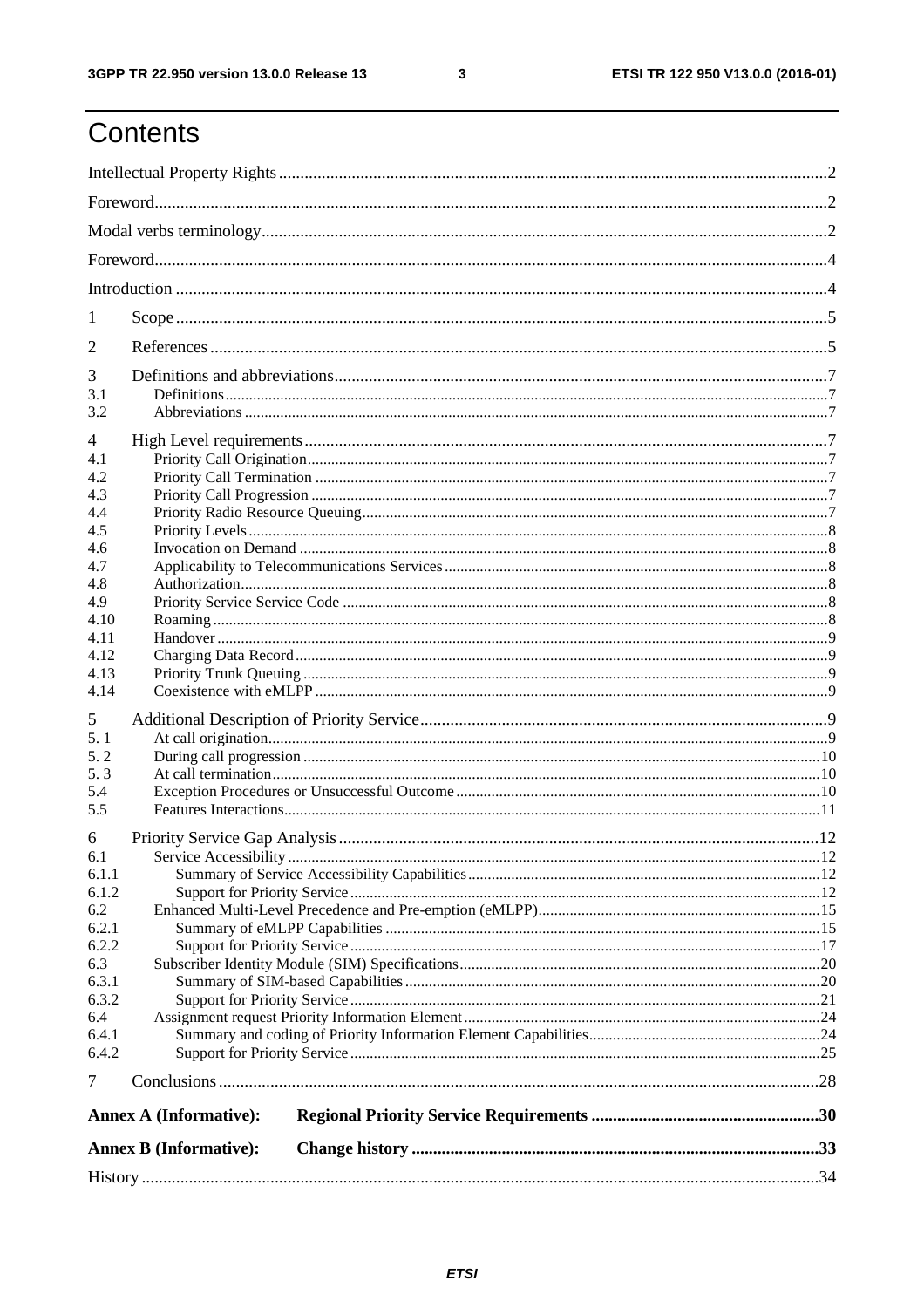# Contents

Intellectual Property Rights ....... 2

Foreword ....... 2

Modal verbs terminology ....... 2

Foreword ....... 4

Introduction ....... 4

1 Scope ....... 5

2 References ....... 5

3 Definitions and abbreviations ....... 7

- 3.1 Definitions ....... 7
- 3.2 Abbreviations ....... 7

4 High Level requirements ....... 7

- 4.1 Priority Call Origination ....... 7
- 4.2 Priority Call Termination ....... 7
- 4.3 Priority Call Progression ....... 7
- 4.4 Priority Radio Resource Queuing ....... 7
- 4.5 Priority Levels ....... 8
- 4.6 Invocation on Demand ....... 8
- 4.7 Applicability to Telecommunications Services ....... 8
- 4.8 Authorization ....... 8
- 4.9 Priority Service Service Code ....... 8
- 4.10 Roaming ....... 8
- 4.11 Handover ....... 9
- 4.12 Charging Data Record ....... 9
- 4.13 Priority Trunk Queuing ....... 9
- 4.14 Coexistence with eMLPP ....... 9

5 Additional Description of Priority Service ....... 9

- 5. 1 At call origination ....... 9
- 5. 2 During call progression ....... 10
- 5. 3 At call termination ....... 10
- 5.4 Exception Procedures or Unsuccessful Outcome ....... 10
- 5.5 Features Interactions ....... 11

6 Priority Service Gap Analysis ....... 12

- 6.1 Service Accessibility ....... 12
  - 6.1.1 Summary of Service Accessibility Capabilities ....... 12
  - 6.1.2 Support for Priority Service ....... 12
- 6.2 Enhanced Multi-Level Precedence and Pre-emption (eMLPP) ....... 15
  - 6.2.1 Summary of eMLPP Capabilities ....... 15
  - 6.2.2 Support for Priority Service ....... 17
- 6.3 Subscriber Identity Module (SIM) Specifications ....... 20
  - 6.3.1 Summary of SIM-based Capabilities ....... 20
  - 6.3.2 Support for Priority Service ....... 21
- 6.4 Assignment request Priority Information Element ....... 24
  - 6.4.1 Summary and coding of Priority Information Element Capabilities ....... 24
  - 6.4.2 Support for Priority Service ....... 25

7 Conclusions ....... 28

**Annex A (Informative): Regional Priority Service Requirements ....... 30**

**Annex B (Informative): Change history ....... 33**

History ....... 34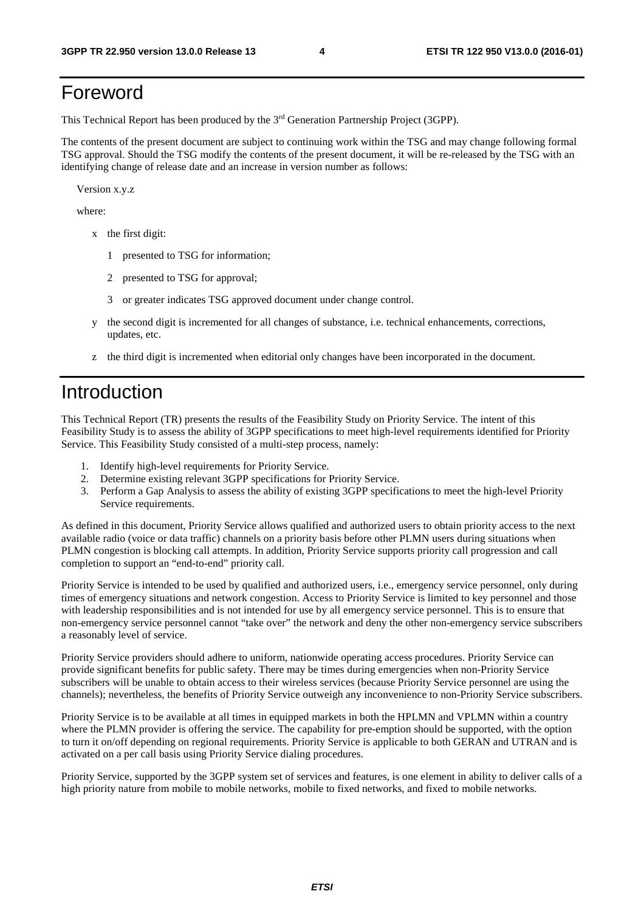# Foreword

This Technical Report has been produced by the 3rd Generation Partnership Project (3GPP).

The contents of the present document are subject to continuing work within the TSG and may change following formal TSG approval. Should the TSG modify the contents of the present document, it will be re-released by the TSG with an identifying change of release date and an increase in version number as follows:

Version x.y.z

where:

- x the first digit:
  - 1 presented to TSG for information;
  - 2 presented to TSG for approval;
  - 3 or greater indicates TSG approved document under change control.
- y the second digit is incremented for all changes of substance, i.e. technical enhancements, corrections, updates, etc.
- z the third digit is incremented when editorial only changes have been incorporated in the document.

# Introduction

This Technical Report (TR) presents the results of the Feasibility Study on Priority Service. The intent of this Feasibility Study is to assess the ability of 3GPP specifications to meet high-level requirements identified for Priority Service. This Feasibility Study consisted of a multi-step process, namely:

1. Identify high-level requirements for Priority Service.
2. Determine existing relevant 3GPP specifications for Priority Service.
3. Perform a Gap Analysis to assess the ability of existing 3GPP specifications to meet the high-level Priority Service requirements.

As defined in this document, Priority Service allows qualified and authorized users to obtain priority access to the next available radio (voice or data traffic) channels on a priority basis before other PLMN users during situations when PLMN congestion is blocking call attempts. In addition, Priority Service supports priority call progression and call completion to support an "end-to-end" priority call.

Priority Service is intended to be used by qualified and authorized users, i.e., emergency service personnel, only during times of emergency situations and network congestion. Access to Priority Service is limited to key personnel and those with leadership responsibilities and is not intended for use by all emergency service personnel. This is to ensure that non-emergency service personnel cannot "take over" the network and deny the other non-emergency service subscribers a reasonably level of service.

Priority Service providers should adhere to uniform, nationwide operating access procedures. Priority Service can provide significant benefits for public safety. There may be times during emergencies when non-Priority Service subscribers will be unable to obtain access to their wireless services (because Priority Service personnel are using the channels); nevertheless, the benefits of Priority Service outweigh any inconvenience to non-Priority Service subscribers.

Priority Service is to be available at all times in equipped markets in both the HPLMN and VPLMN within a country where the PLMN provider is offering the service. The capability for pre-emption should be supported, with the option to turn it on/off depending on regional requirements. Priority Service is applicable to both GERAN and UTRAN and is activated on a per call basis using Priority Service dialing procedures.

Priority Service, supported by the 3GPP system set of services and features, is one element in ability to deliver calls of a high priority nature from mobile to mobile networks, mobile to fixed networks, and fixed to mobile networks.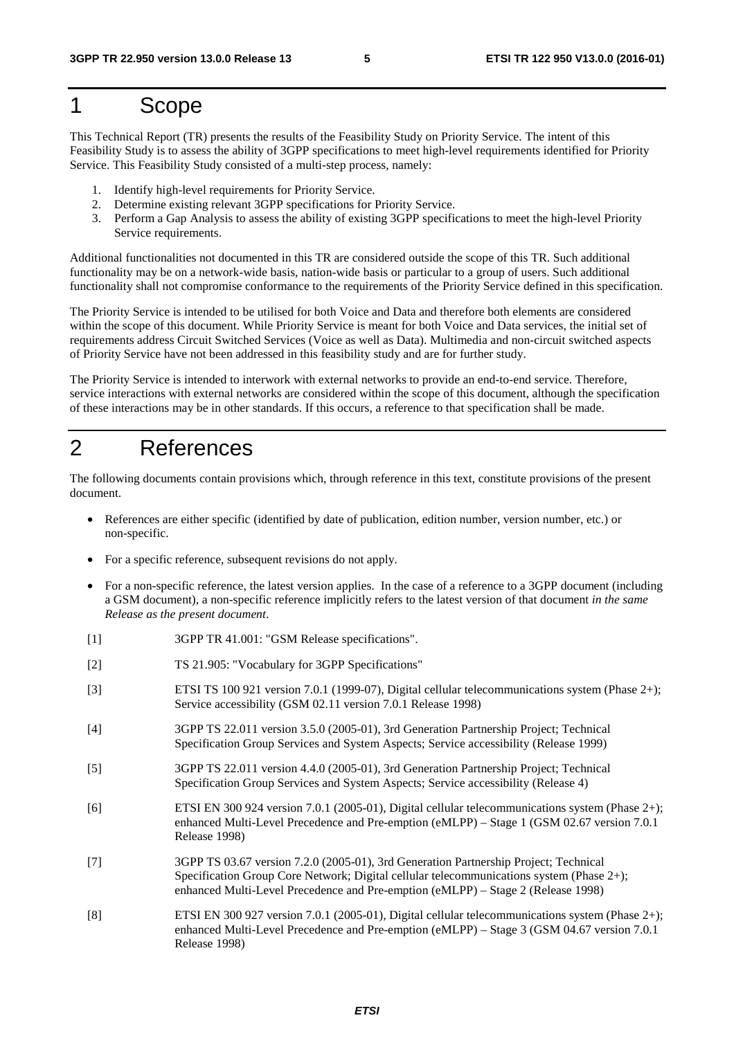# 1 Scope

This Technical Report (TR) presents the results of the Feasibility Study on Priority Service. The intent of this Feasibility Study is to assess the ability of 3GPP specifications to meet high-level requirements identified for Priority Service. This Feasibility Study consisted of a multi-step process, namely:

1. Identify high-level requirements for Priority Service.
2. Determine existing relevant 3GPP specifications for Priority Service.
3. Perform a Gap Analysis to assess the ability of existing 3GPP specifications to meet the high-level Priority Service requirements.

Additional functionalities not documented in this TR are considered outside the scope of this TR. Such additional functionality may be on a network-wide basis, nation-wide basis or particular to a group of users. Such additional functionality shall not compromise conformance to the requirements of the Priority Service defined in this specification.

The Priority Service is intended to be utilised for both Voice and Data and therefore both elements are considered within the scope of this document. While Priority Service is meant for both Voice and Data services, the initial set of requirements address Circuit Switched Services (Voice as well as Data). Multimedia and non-circuit switched aspects of Priority Service have not been addressed in this feasibility study and are for further study.

The Priority Service is intended to interwork with external networks to provide an end-to-end service. Therefore, service interactions with external networks are considered within the scope of this document, although the specification of these interactions may be in other standards. If this occurs, a reference to that specification shall be made.

# 2 References

The following documents contain provisions which, through reference in this text, constitute provisions of the present document.

- References are either specific (identified by date of publication, edition number, version number, etc.) or non-specific.
- For a specific reference, subsequent revisions do not apply.
- For a non-specific reference, the latest version applies. In the case of a reference to a 3GPP document (including a GSM document), a non-specific reference implicitly refers to the latest version of that document *in the same Release as the present document*.

[1] 3GPP TR 41.001: "GSM Release specifications".

[2] TS 21.905: "Vocabulary for 3GPP Specifications"

[3] ETSI TS 100 921 version 7.0.1 (1999-07), Digital cellular telecommunications system (Phase 2+); Service accessibility (GSM 02.11 version 7.0.1 Release 1998)

[4] 3GPP TS 22.011 version 3.5.0 (2005-01), 3rd Generation Partnership Project; Technical Specification Group Services and System Aspects; Service accessibility (Release 1999)

[5] 3GPP TS 22.011 version 4.4.0 (2005-01), 3rd Generation Partnership Project; Technical Specification Group Services and System Aspects; Service accessibility (Release 4)

[6] ETSI EN 300 924 version 7.0.1 (2005-01), Digital cellular telecommunications system (Phase 2+); enhanced Multi-Level Precedence and Pre-emption (eMLPP) – Stage 1 (GSM 02.67 version 7.0.1 Release 1998)

[7] 3GPP TS 03.67 version 7.2.0 (2005-01), 3rd Generation Partnership Project; Technical Specification Group Core Network; Digital cellular telecommunications system (Phase 2+); enhanced Multi-Level Precedence and Pre-emption (eMLPP) – Stage 2 (Release 1998)

[8] ETSI EN 300 927 version 7.0.1 (2005-01), Digital cellular telecommunications system (Phase 2+); enhanced Multi-Level Precedence and Pre-emption (eMLPP) – Stage 3 (GSM 04.67 version 7.0.1 Release 1998)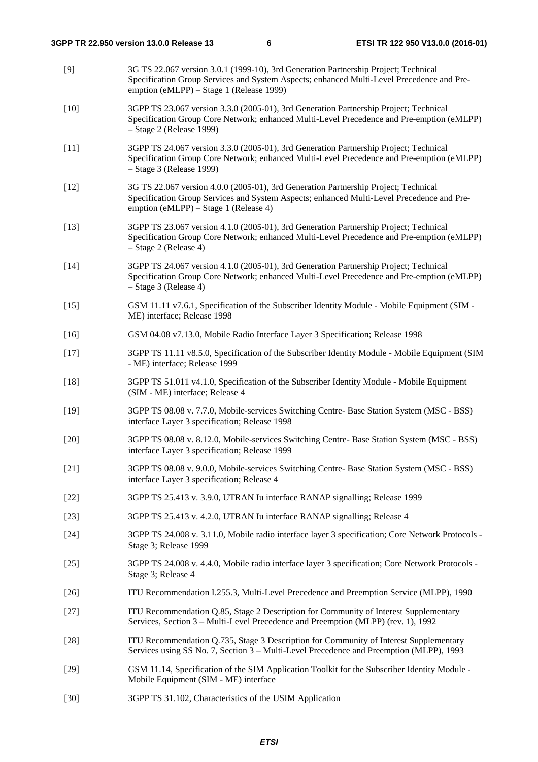[9] 3G TS 22.067 version 3.0.1 (1999-10), 3rd Generation Partnership Project; Technical Specification Group Services and System Aspects; enhanced Multi-Level Precedence and Pre-emption (eMLPP) – Stage 1 (Release 1999)

[10] 3GPP TS 23.067 version 3.3.0 (2005-01), 3rd Generation Partnership Project; Technical Specification Group Core Network; enhanced Multi-Level Precedence and Pre-emption (eMLPP) – Stage 2 (Release 1999)

[11] 3GPP TS 24.067 version 3.3.0 (2005-01), 3rd Generation Partnership Project; Technical Specification Group Core Network; enhanced Multi-Level Precedence and Pre-emption (eMLPP) – Stage 3 (Release 1999)

[12] 3G TS 22.067 version 4.0.0 (2005-01), 3rd Generation Partnership Project; Technical Specification Group Services and System Aspects; enhanced Multi-Level Precedence and Pre-emption (eMLPP) – Stage 1 (Release 4)

[13] 3GPP TS 23.067 version 4.1.0 (2005-01), 3rd Generation Partnership Project; Technical Specification Group Core Network; enhanced Multi-Level Precedence and Pre-emption (eMLPP) – Stage 2 (Release 4)

[14] 3GPP TS 24.067 version 4.1.0 (2005-01), 3rd Generation Partnership Project; Technical Specification Group Core Network; enhanced Multi-Level Precedence and Pre-emption (eMLPP) – Stage 3 (Release 4)

[15] GSM 11.11 v7.6.1, Specification of the Subscriber Identity Module - Mobile Equipment (SIM - ME) interface; Release 1998

[16] GSM 04.08 v7.13.0, Mobile Radio Interface Layer 3 Specification; Release 1998

[17] 3GPP TS 11.11 v8.5.0, Specification of the Subscriber Identity Module - Mobile Equipment (SIM - ME) interface; Release 1999

[18] 3GPP TS 51.011 v4.1.0, Specification of the Subscriber Identity Module - Mobile Equipment (SIM - ME) interface; Release 4

[19] 3GPP TS 08.08 v. 7.7.0, Mobile-services Switching Centre- Base Station System (MSC - BSS) interface Layer 3 specification; Release 1998

[20] 3GPP TS 08.08 v. 8.12.0, Mobile-services Switching Centre- Base Station System (MSC - BSS) interface Layer 3 specification; Release 1999

[21] 3GPP TS 08.08 v. 9.0.0, Mobile-services Switching Centre- Base Station System (MSC - BSS) interface Layer 3 specification; Release 4

[22] 3GPP TS 25.413 v. 3.9.0, UTRAN Iu interface RANAP signalling; Release 1999

[23] 3GPP TS 25.413 v. 4.2.0, UTRAN Iu interface RANAP signalling; Release 4

[24] 3GPP TS 24.008 v. 3.11.0, Mobile radio interface layer 3 specification; Core Network Protocols - Stage 3; Release 1999

[25] 3GPP TS 24.008 v. 4.4.0, Mobile radio interface layer 3 specification; Core Network Protocols - Stage 3; Release 4

[26] ITU Recommendation I.255.3, Multi-Level Precedence and Preemption Service (MLPP), 1990

[27] ITU Recommendation Q.85, Stage 2 Description for Community of Interest Supplementary Services, Section 3 – Multi-Level Precedence and Preemption (MLPP) (rev. 1), 1992

[28] ITU Recommendation Q.735, Stage 3 Description for Community of Interest Supplementary Services using SS No. 7, Section 3 – Multi-Level Precedence and Preemption (MLPP), 1993

[29] GSM 11.14, Specification of the SIM Application Toolkit for the Subscriber Identity Module - Mobile Equipment (SIM - ME) interface

[30] 3GPP TS 31.102, Characteristics of the USIM Application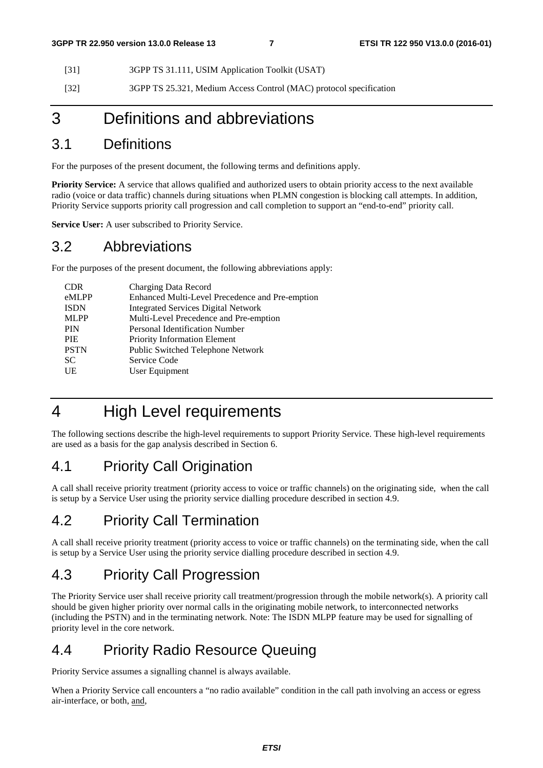[31] 3GPP TS 31.111, USIM Application Toolkit (USAT)

[32] 3GPP TS 25.321, Medium Access Control (MAC) protocol specification

# 3 Definitions and abbreviations

## 3.1 Definitions

For the purposes of the present document, the following terms and definitions apply.

**Priority Service:** A service that allows qualified and authorized users to obtain priority access to the next available radio (voice or data traffic) channels during situations when PLMN congestion is blocking call attempts. In addition, Priority Service supports priority call progression and call completion to support an "end-to-end" priority call.

**Service User:** A user subscribed to Priority Service.

## 3.2 Abbreviations

For the purposes of the present document, the following abbreviations apply:

| | |
|---|---|
| CDR | Charging Data Record |
| eMLPP | Enhanced Multi-Level Precedence and Pre-emption |
| ISDN | Integrated Services Digital Network |
| MLPP | Multi-Level Precedence and Pre-emption |
| PIN | Personal Identification Number |
| PIE | Priority Information Element |
| PSTN | Public Switched Telephone Network |
| SC | Service Code |
| UE | User Equipment |

# 4 High Level requirements

The following sections describe the high-level requirements to support Priority Service. These high-level requirements are used as a basis for the gap analysis described in Section 6.

## 4.1 Priority Call Origination

A call shall receive priority treatment (priority access to voice or traffic channels) on the originating side, when the call is setup by a Service User using the priority service dialling procedure described in section 4.9.

## 4.2 Priority Call Termination

A call shall receive priority treatment (priority access to voice or traffic channels) on the terminating side, when the call is setup by a Service User using the priority service dialling procedure described in section 4.9.

## 4.3 Priority Call Progression

The Priority Service user shall receive priority call treatment/progression through the mobile network(s). A priority call should be given higher priority over normal calls in the originating mobile network, to interconnected networks (including the PSTN) and in the terminating network. Note: The ISDN MLPP feature may be used for signalling of priority level in the core network.

## 4.4 Priority Radio Resource Queuing

Priority Service assumes a signalling channel is always available.

When a Priority Service call encounters a "no radio available" condition in the call path involving an access or egress air-interface, or both, and,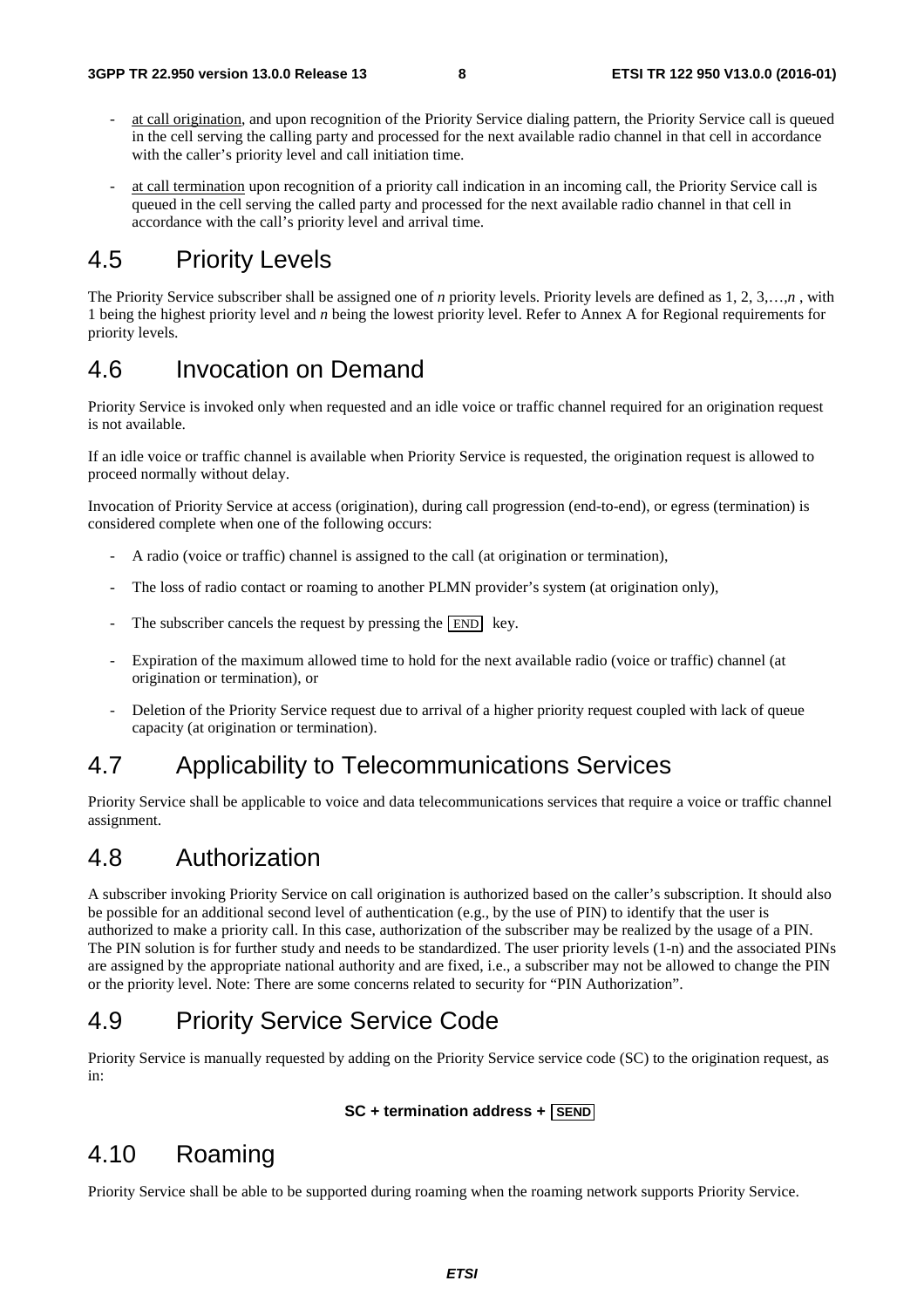- at call origination, and upon recognition of the Priority Service dialing pattern, the Priority Service call is queued in the cell serving the calling party and processed for the next available radio channel in that cell in accordance with the caller's priority level and call initiation time.
- at call termination upon recognition of a priority call indication in an incoming call, the Priority Service call is queued in the cell serving the called party and processed for the next available radio channel in that cell in accordance with the call's priority level and arrival time.

## 4.5 Priority Levels

The Priority Service subscriber shall be assigned one of *n* priority levels. Priority levels are defined as 1, 2, 3,…,*n* , with 1 being the highest priority level and *n* being the lowest priority level. Refer to Annex A for Regional requirements for priority levels.

## 4.6 Invocation on Demand

Priority Service is invoked only when requested and an idle voice or traffic channel required for an origination request is not available.

If an idle voice or traffic channel is available when Priority Service is requested, the origination request is allowed to proceed normally without delay.

Invocation of Priority Service at access (origination), during call progression (end-to-end), or egress (termination) is considered complete when one of the following occurs:

- A radio (voice or traffic) channel is assigned to the call (at origination or termination),
- The loss of radio contact or roaming to another PLMN provider's system (at origination only),
- The subscriber cancels the request by pressing the END key.
- Expiration of the maximum allowed time to hold for the next available radio (voice or traffic) channel (at origination or termination), or
- Deletion of the Priority Service request due to arrival of a higher priority request coupled with lack of queue capacity (at origination or termination).

## 4.7 Applicability to Telecommunications Services

Priority Service shall be applicable to voice and data telecommunications services that require a voice or traffic channel assignment.

## 4.8 Authorization

A subscriber invoking Priority Service on call origination is authorized based on the caller's subscription. It should also be possible for an additional second level of authentication (e.g., by the use of PIN) to identify that the user is authorized to make a priority call. In this case, authorization of the subscriber may be realized by the usage of a PIN. The PIN solution is for further study and needs to be standardized. The user priority levels (1-n) and the associated PINs are assigned by the appropriate national authority and are fixed, i.e., a subscriber may not be allowed to change the PIN or the priority level. Note: There are some concerns related to security for "PIN Authorization".

## 4.9 Priority Service Service Code

Priority Service is manually requested by adding on the Priority Service service code (SC) to the origination request, as in:

**SC + termination address + SEND**

## 4.10 Roaming

Priority Service shall be able to be supported during roaming when the roaming network supports Priority Service.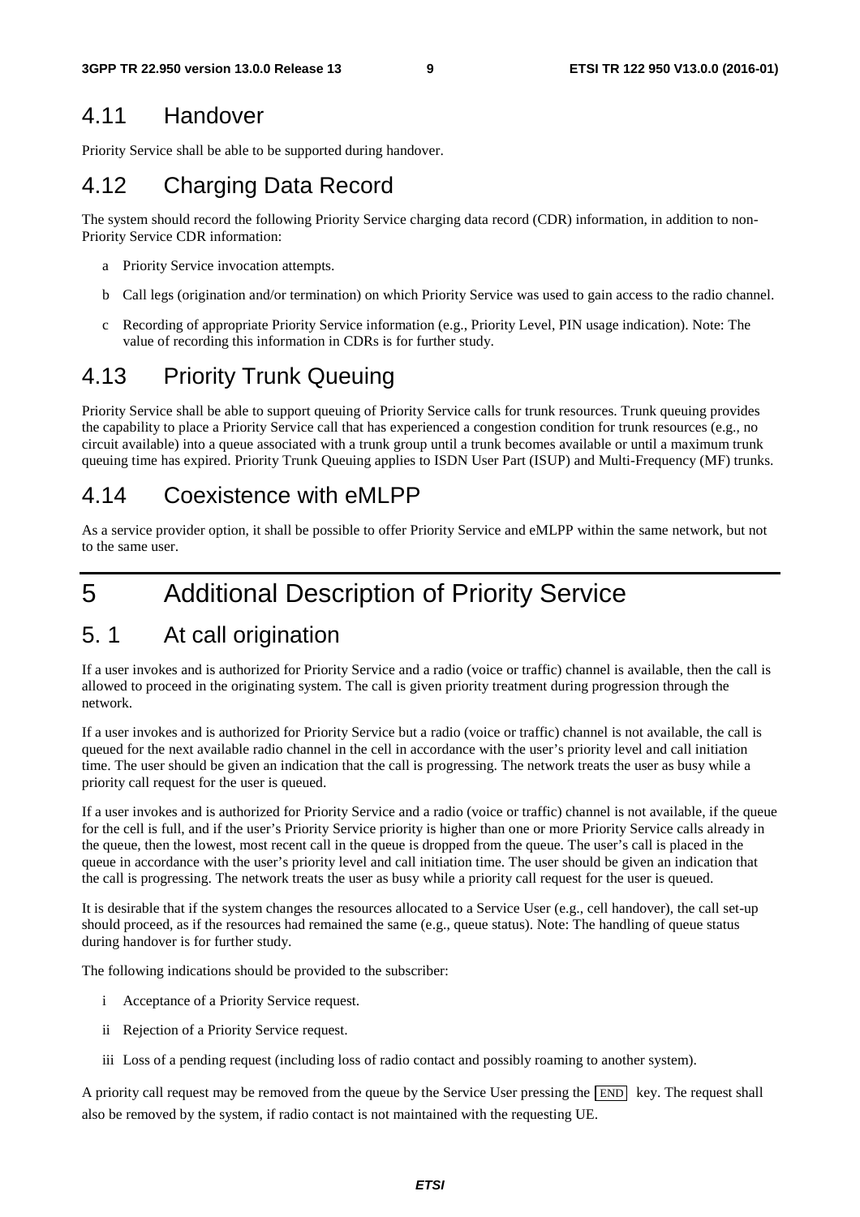## 4.11 Handover

Priority Service shall be able to be supported during handover.

## 4.12 Charging Data Record

The system should record the following Priority Service charging data record (CDR) information, in addition to non-Priority Service CDR information:

a Priority Service invocation attempts.

b Call legs (origination and/or termination) on which Priority Service was used to gain access to the radio channel.

c Recording of appropriate Priority Service information (e.g., Priority Level, PIN usage indication). Note: The value of recording this information in CDRs is for further study.

## 4.13 Priority Trunk Queuing

Priority Service shall be able to support queuing of Priority Service calls for trunk resources. Trunk queuing provides the capability to place a Priority Service call that has experienced a congestion condition for trunk resources (e.g., no circuit available) into a queue associated with a trunk group until a trunk becomes available or until a maximum trunk queuing time has expired. Priority Trunk Queuing applies to ISDN User Part (ISUP) and Multi-Frequency (MF) trunks.

## 4.14 Coexistence with eMLPP

As a service provider option, it shall be possible to offer Priority Service and eMLPP within the same network, but not to the same user.

# 5 Additional Description of Priority Service

## 5. 1 At call origination

If a user invokes and is authorized for Priority Service and a radio (voice or traffic) channel is available, then the call is allowed to proceed in the originating system. The call is given priority treatment during progression through the network.

If a user invokes and is authorized for Priority Service but a radio (voice or traffic) channel is not available, the call is queued for the next available radio channel in the cell in accordance with the user's priority level and call initiation time. The user should be given an indication that the call is progressing. The network treats the user as busy while a priority call request for the user is queued.

If a user invokes and is authorized for Priority Service and a radio (voice or traffic) channel is not available, if the queue for the cell is full, and if the user's Priority Service priority is higher than one or more Priority Service calls already in the queue, then the lowest, most recent call in the queue is dropped from the queue. The user's call is placed in the queue in accordance with the user's priority level and call initiation time. The user should be given an indication that the call is progressing. The network treats the user as busy while a priority call request for the user is queued.

It is desirable that if the system changes the resources allocated to a Service User (e.g., cell handover), the call set-up should proceed, as if the resources had remained the same (e.g., queue status). Note: The handling of queue status during handover is for further study.

The following indications should be provided to the subscriber:

i Acceptance of a Priority Service request.

ii Rejection of a Priority Service request.

iii Loss of a pending request (including loss of radio contact and possibly roaming to another system).

A priority call request may be removed from the queue by the Service User pressing the END key. The request shall also be removed by the system, if radio contact is not maintained with the requesting UE.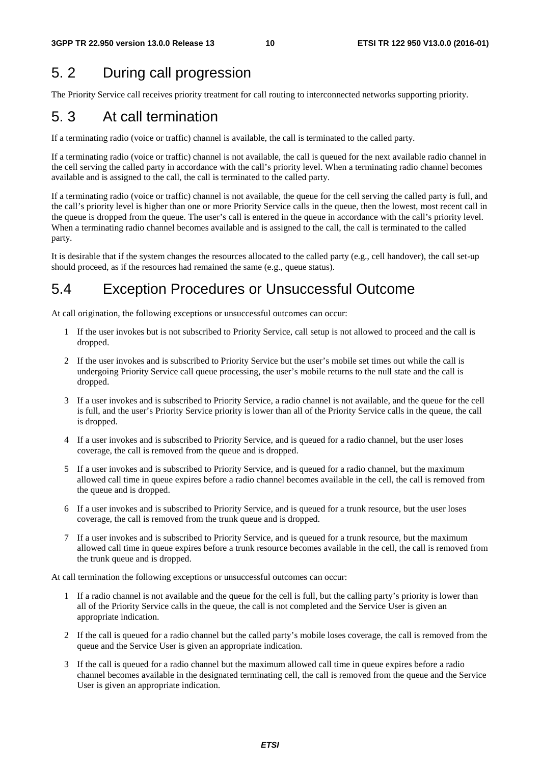## 5. 2 During call progression

The Priority Service call receives priority treatment for call routing to interconnected networks supporting priority.

## 5. 3 At call termination

If a terminating radio (voice or traffic) channel is available, the call is terminated to the called party.

If a terminating radio (voice or traffic) channel is not available, the call is queued for the next available radio channel in the cell serving the called party in accordance with the call's priority level. When a terminating radio channel becomes available and is assigned to the call, the call is terminated to the called party.

If a terminating radio (voice or traffic) channel is not available, the queue for the cell serving the called party is full, and the call's priority level is higher than one or more Priority Service calls in the queue, then the lowest, most recent call in the queue is dropped from the queue. The user's call is entered in the queue in accordance with the call's priority level. When a terminating radio channel becomes available and is assigned to the call, the call is terminated to the called party.

It is desirable that if the system changes the resources allocated to the called party (e.g., cell handover), the call set-up should proceed, as if the resources had remained the same (e.g., queue status).

## 5.4 Exception Procedures or Unsuccessful Outcome

At call origination, the following exceptions or unsuccessful outcomes can occur:

1. If the user invokes but is not subscribed to Priority Service, call setup is not allowed to proceed and the call is dropped.
2. If the user invokes and is subscribed to Priority Service but the user's mobile set times out while the call is undergoing Priority Service call queue processing, the user's mobile returns to the null state and the call is dropped.
3. If a user invokes and is subscribed to Priority Service, a radio channel is not available, and the queue for the cell is full, and the user's Priority Service priority is lower than all of the Priority Service calls in the queue, the call is dropped.
4. If a user invokes and is subscribed to Priority Service, and is queued for a radio channel, but the user loses coverage, the call is removed from the queue and is dropped.
5. If a user invokes and is subscribed to Priority Service, and is queued for a radio channel, but the maximum allowed call time in queue expires before a radio channel becomes available in the cell, the call is removed from the queue and is dropped.
6. If a user invokes and is subscribed to Priority Service, and is queued for a trunk resource, but the user loses coverage, the call is removed from the trunk queue and is dropped.
7. If a user invokes and is subscribed to Priority Service, and is queued for a trunk resource, but the maximum allowed call time in queue expires before a trunk resource becomes available in the cell, the call is removed from the trunk queue and is dropped.

At call termination the following exceptions or unsuccessful outcomes can occur:

1. If a radio channel is not available and the queue for the cell is full, but the calling party's priority is lower than all of the Priority Service calls in the queue, the call is not completed and the Service User is given an appropriate indication.
2. If the call is queued for a radio channel but the called party's mobile loses coverage, the call is removed from the queue and the Service User is given an appropriate indication.
3. If the call is queued for a radio channel but the maximum allowed call time in queue expires before a radio channel becomes available in the designated terminating cell, the call is removed from the queue and the Service User is given an appropriate indication.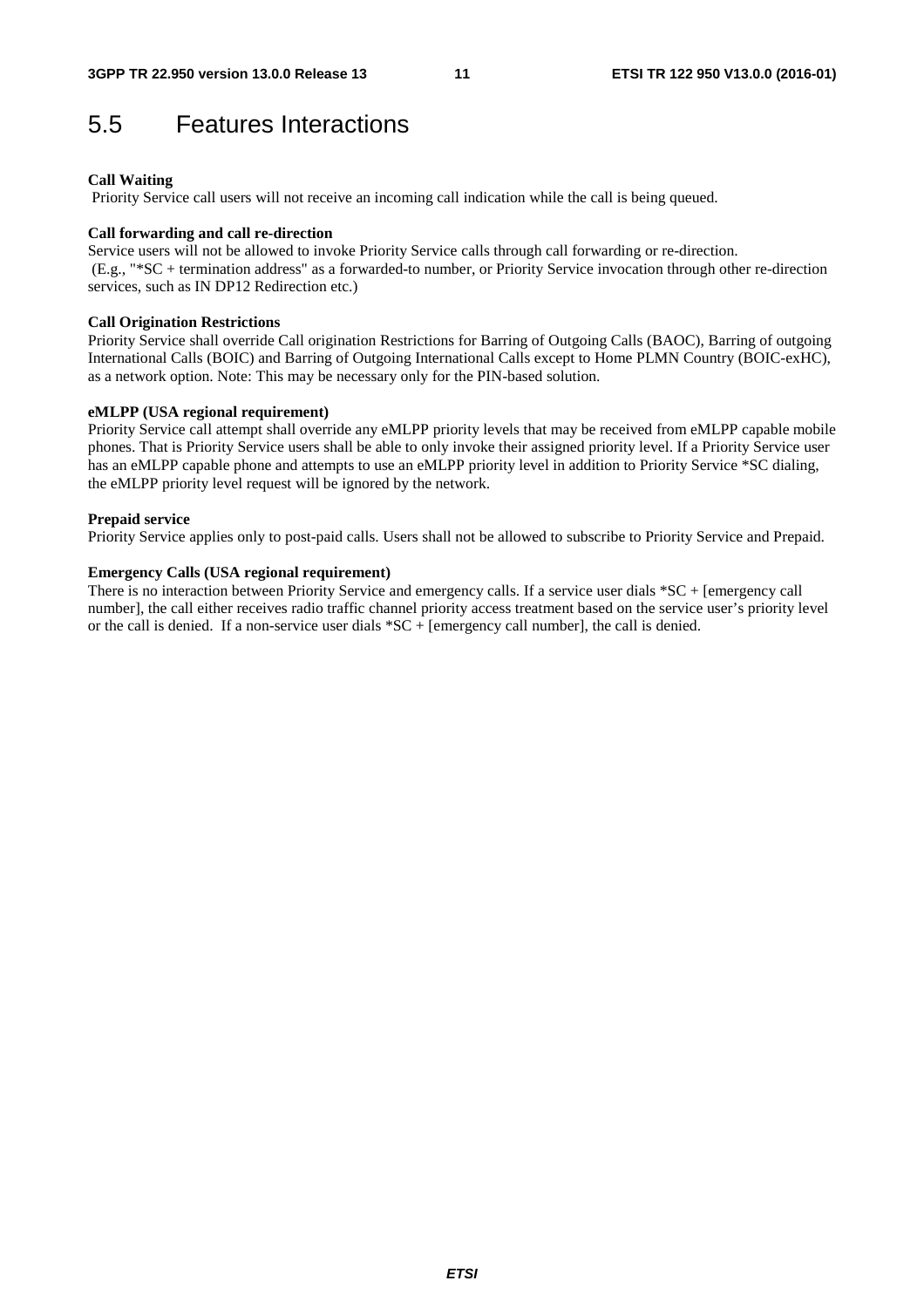# 5.5 Features Interactions

**Call Waiting**
Priority Service call users will not receive an incoming call indication while the call is being queued.

**Call forwarding and call re-direction**
Service users will not be allowed to invoke Priority Service calls through call forwarding or re-direction.
(E.g., "*SC + termination address" as a forwarded-to number, or Priority Service invocation through other re-direction services, such as IN DP12 Redirection etc.)

**Call Origination Restrictions**
Priority Service shall override Call origination Restrictions for Barring of Outgoing Calls (BAOC), Barring of outgoing International Calls (BOIC) and Barring of Outgoing International Calls except to Home PLMN Country (BOIC-exHC), as a network option. Note: This may be necessary only for the PIN-based solution.

**eMLPP (USA regional requirement)**
Priority Service call attempt shall override any eMLPP priority levels that may be received from eMLPP capable mobile phones. That is Priority Service users shall be able to only invoke their assigned priority level. If a Priority Service user has an eMLPP capable phone and attempts to use an eMLPP priority level in addition to Priority Service *SC dialing, the eMLPP priority level request will be ignored by the network.

**Prepaid service**
Priority Service applies only to post-paid calls. Users shall not be allowed to subscribe to Priority Service and Prepaid.

**Emergency Calls (USA regional requirement)**
There is no interaction between Priority Service and emergency calls. If a service user dials *SC + [emergency call number], the call either receives radio traffic channel priority access treatment based on the service user's priority level or the call is denied. If a non-service user dials *SC + [emergency call number], the call is denied.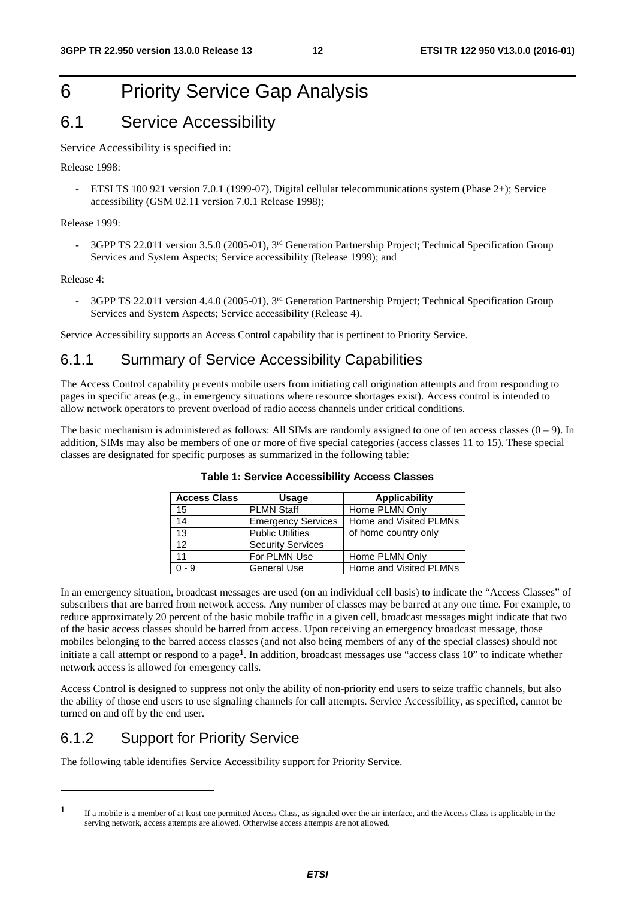# 6 Priority Service Gap Analysis

## 6.1 Service Accessibility

Service Accessibility is specified in:

Release 1998:

- ETSI TS 100 921 version 7.0.1 (1999-07), Digital cellular telecommunications system (Phase 2+); Service accessibility (GSM 02.11 version 7.0.1 Release 1998);

Release 1999:

- 3GPP TS 22.011 version 3.5.0 (2005-01), 3rd Generation Partnership Project; Technical Specification Group Services and System Aspects; Service accessibility (Release 1999); and

Release 4:

- 3GPP TS 22.011 version 4.4.0 (2005-01), 3rd Generation Partnership Project; Technical Specification Group Services and System Aspects; Service accessibility (Release 4).

Service Accessibility supports an Access Control capability that is pertinent to Priority Service.

### 6.1.1 Summary of Service Accessibility Capabilities

The Access Control capability prevents mobile users from initiating call origination attempts and from responding to pages in specific areas (e.g., in emergency situations where resource shortages exist). Access control is intended to allow network operators to prevent overload of radio access channels under critical conditions.

The basic mechanism is administered as follows: All SIMs are randomly assigned to one of ten access classes (0 – 9). In addition, SIMs may also be members of one or more of five special categories (access classes 11 to 15). These special classes are designated for specific purposes as summarized in the following table:

**Table 1: Service Accessibility Access Classes**

| Access Class | Usage | Applicability |
|---|---|---|
| 15 | PLMN Staff | Home PLMN Only |
| 14 | Emergency Services | Home and Visited PLMNs of home country only |
| 13 | Public Utilities | |
| 12 | Security Services | |
| 11 | For PLMN Use | Home PLMN Only |
| 0 - 9 | General Use | Home and Visited PLMNs |

In an emergency situation, broadcast messages are used (on an individual cell basis) to indicate the "Access Classes" of subscribers that are barred from network access. Any number of classes may be barred at any one time. For example, to reduce approximately 20 percent of the basic mobile traffic in a given cell, broadcast messages might indicate that two of the basic access classes should be barred from access. Upon receiving an emergency broadcast message, those mobiles belonging to the barred access classes (and not also being members of any of the special classes) should not initiate a call attempt or respond to a page[1]. In addition, broadcast messages use "access class 10" to indicate whether network access is allowed for emergency calls.

Access Control is designed to suppress not only the ability of non-priority end users to seize traffic channels, but also the ability of those end users to use signaling channels for call attempts. Service Accessibility, as specified, cannot be turned on and off by the end user.

### 6.1.2 Support for Priority Service

The following table identifies Service Accessibility support for Priority Service.

[1] If a mobile is a member of at least one permitted Access Class, as signaled over the air interface, and the Access Class is applicable in the serving network, access attempts are allowed. Otherwise access attempts are not allowed.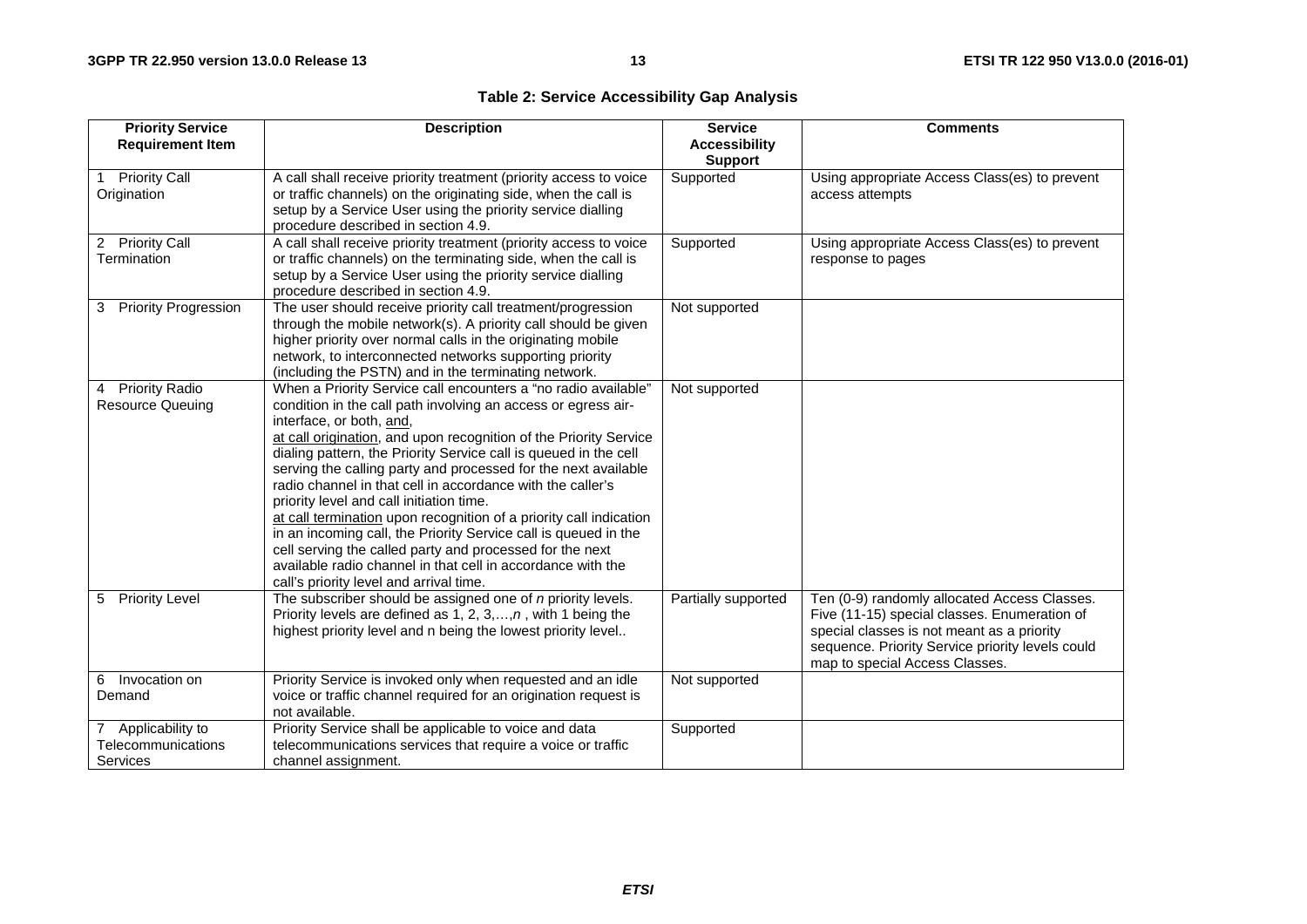**Table 2: Service Accessibility Gap Analysis**

| Priority Service Requirement Item | Description | Service Accessibility Support | Comments |
|---|---|---|---|
| 1 Priority Call Origination | A call shall receive priority treatment (priority access to voice or traffic channels) on the originating side, when the call is setup by a Service User using the priority service dialling procedure described in section 4.9. | Supported | Using appropriate Access Class(es) to prevent access attempts |
| 2 Priority Call Termination | A call shall receive priority treatment (priority access to voice or traffic channels) on the terminating side, when the call is setup by a Service User using the priority service dialling procedure described in section 4.9. | Supported | Using appropriate Access Class(es) to prevent response to pages |
| 3 Priority Progression | The user should receive priority call treatment/progression through the mobile network(s). A priority call should be given higher priority over normal calls in the originating mobile network, to interconnected networks supporting priority (including the PSTN) and in the terminating network. | Not supported | |
| 4 Priority Radio Resource Queuing | When a Priority Service call encounters a "no radio available" condition in the call path involving an access or egress air-interface, or both, <u>and</u>,<br><u>at call origination</u>, and upon recognition of the Priority Service dialing pattern, the Priority Service call is queued in the cell serving the calling party and processed for the next available radio channel in that cell in accordance with the caller's priority level and call initiation time.<br><u>at call termination</u> upon recognition of a priority call indication in an incoming call, the Priority Service call is queued in the cell serving the called party and processed for the next available radio channel in that cell in accordance with the call's priority level and arrival time. | Not supported | |
| 5 Priority Level | The subscriber should be assigned one of *n* priority levels. Priority levels are defined as 1, 2, 3,…,*n* , with 1 being the highest priority level and n being the lowest priority level.. | Partially supported | Ten (0-9) randomly allocated Access Classes. Five (11-15) special classes. Enumeration of special classes is not meant as a priority sequence. Priority Service priority levels could map to special Access Classes. |
| 6 Invocation on Demand | Priority Service is invoked only when requested and an idle voice or traffic channel required for an origination request is not available. | Not supported | |
| 7 Applicability to Telecommunications Services | Priority Service shall be applicable to voice and data telecommunications services that require a voice or traffic channel assignment. | Supported | |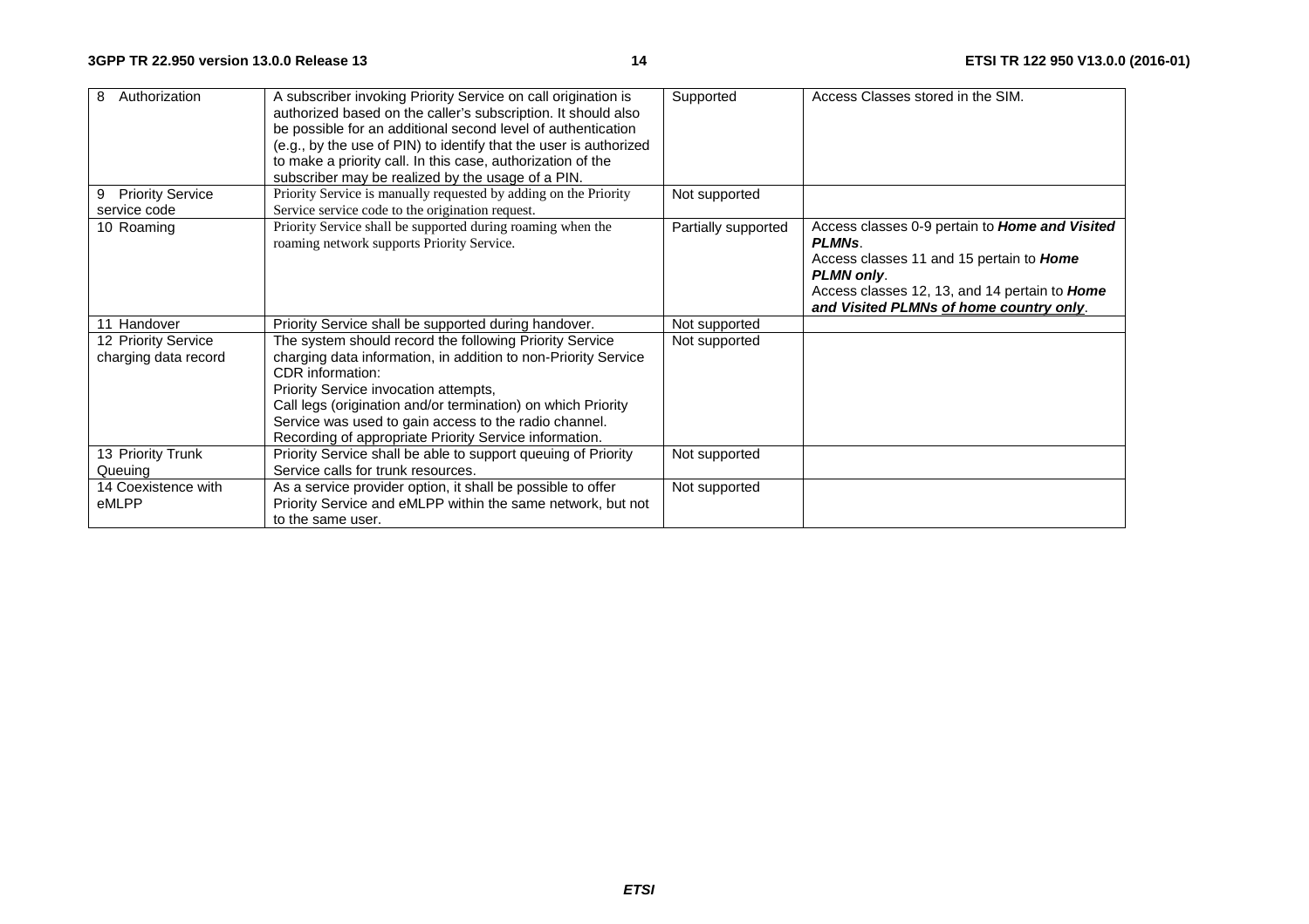| | | | |
|---|---|---|---|
| 8 Authorization | A subscriber invoking Priority Service on call origination is authorized based on the caller's subscription. It should also be possible for an additional second level of authentication (e.g., by the use of PIN) to identify that the user is authorized to make a priority call. In this case, authorization of the subscriber may be realized by the usage of a PIN. | Supported | Access Classes stored in the SIM. |
| 9 Priority Service service code | Priority Service is manually requested by adding on the Priority Service service code to the origination request. | Not supported | |
| 10 Roaming | Priority Service shall be supported during roaming when the roaming network supports Priority Service. | Partially supported | Access classes 0-9 pertain to ***Home and Visited PLMNs***.<br>Access classes 11 and 15 pertain to ***Home PLMN only***.<br>Access classes 12, 13, and 14 pertain to ***Home and Visited PLMNs <u>of home country only</u>***. |
| 11 Handover | Priority Service shall be supported during handover. | Not supported | |
| 12 Priority Service charging data record | The system should record the following Priority Service charging data information, in addition to non-Priority Service CDR information:<br>Priority Service invocation attempts,<br>Call legs (origination and/or termination) on which Priority Service was used to gain access to the radio channel.<br>Recording of appropriate Priority Service information. | Not supported | |
| 13 Priority Trunk Queuing | Priority Service shall be able to support queuing of Priority Service calls for trunk resources. | Not supported | |
| 14 Coexistence with eMLPP | As a service provider option, it shall be possible to offer Priority Service and eMLPP within the same network, but not to the same user. | Not supported | |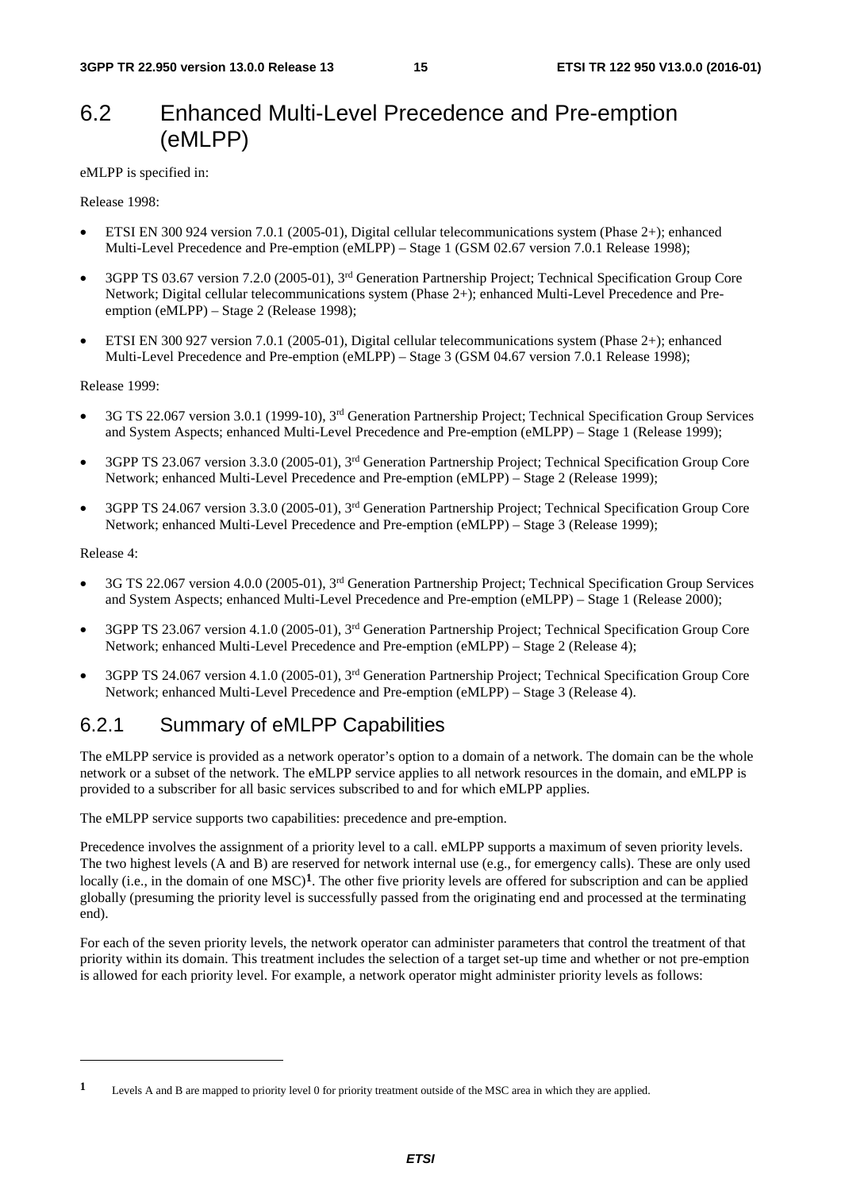## 6.2 Enhanced Multi-Level Precedence and Pre-emption (eMLPP)

eMLPP is specified in:

Release 1998:

- ETSI EN 300 924 version 7.0.1 (2005-01), Digital cellular telecommunications system (Phase 2+); enhanced Multi-Level Precedence and Pre-emption (eMLPP) – Stage 1 (GSM 02.67 version 7.0.1 Release 1998);
- 3GPP TS 03.67 version 7.2.0 (2005-01), 3rd Generation Partnership Project; Technical Specification Group Core Network; Digital cellular telecommunications system (Phase 2+); enhanced Multi-Level Precedence and Pre-emption (eMLPP) – Stage 2 (Release 1998);
- ETSI EN 300 927 version 7.0.1 (2005-01), Digital cellular telecommunications system (Phase 2+); enhanced Multi-Level Precedence and Pre-emption (eMLPP) – Stage 3 (GSM 04.67 version 7.0.1 Release 1998);

Release 1999:

- 3G TS 22.067 version 3.0.1 (1999-10), 3rd Generation Partnership Project; Technical Specification Group Services and System Aspects; enhanced Multi-Level Precedence and Pre-emption (eMLPP) – Stage 1 (Release 1999);
- 3GPP TS 23.067 version 3.3.0 (2005-01), 3rd Generation Partnership Project; Technical Specification Group Core Network; enhanced Multi-Level Precedence and Pre-emption (eMLPP) – Stage 2 (Release 1999);
- 3GPP TS 24.067 version 3.3.0 (2005-01), 3rd Generation Partnership Project; Technical Specification Group Core Network; enhanced Multi-Level Precedence and Pre-emption (eMLPP) – Stage 3 (Release 1999);

Release 4:

- 3G TS 22.067 version 4.0.0 (2005-01), 3rd Generation Partnership Project; Technical Specification Group Services and System Aspects; enhanced Multi-Level Precedence and Pre-emption (eMLPP) – Stage 1 (Release 2000);
- 3GPP TS 23.067 version 4.1.0 (2005-01), 3rd Generation Partnership Project; Technical Specification Group Core Network; enhanced Multi-Level Precedence and Pre-emption (eMLPP) – Stage 2 (Release 4);
- 3GPP TS 24.067 version 4.1.0 (2005-01), 3rd Generation Partnership Project; Technical Specification Group Core Network; enhanced Multi-Level Precedence and Pre-emption (eMLPP) – Stage 3 (Release 4).

### 6.2.1 Summary of eMLPP Capabilities

The eMLPP service is provided as a network operator's option to a domain of a network. The domain can be the whole network or a subset of the network. The eMLPP service applies to all network resources in the domain, and eMLPP is provided to a subscriber for all basic services subscribed to and for which eMLPP applies.

The eMLPP service supports two capabilities: precedence and pre-emption.

Precedence involves the assignment of a priority level to a call. eMLPP supports a maximum of seven priority levels. The two highest levels (A and B) are reserved for network internal use (e.g., for emergency calls). These are only used locally (i.e., in the domain of one MSC)[1]. The other five priority levels are offered for subscription and can be applied globally (presuming the priority level is successfully passed from the originating end and processed at the terminating end).

For each of the seven priority levels, the network operator can administer parameters that control the treatment of that priority within its domain. This treatment includes the selection of a target set-up time and whether or not pre-emption is allowed for each priority level. For example, a network operator might administer priority levels as follows:

[1] Levels A and B are mapped to priority level 0 for priority treatment outside of the MSC area in which they are applied.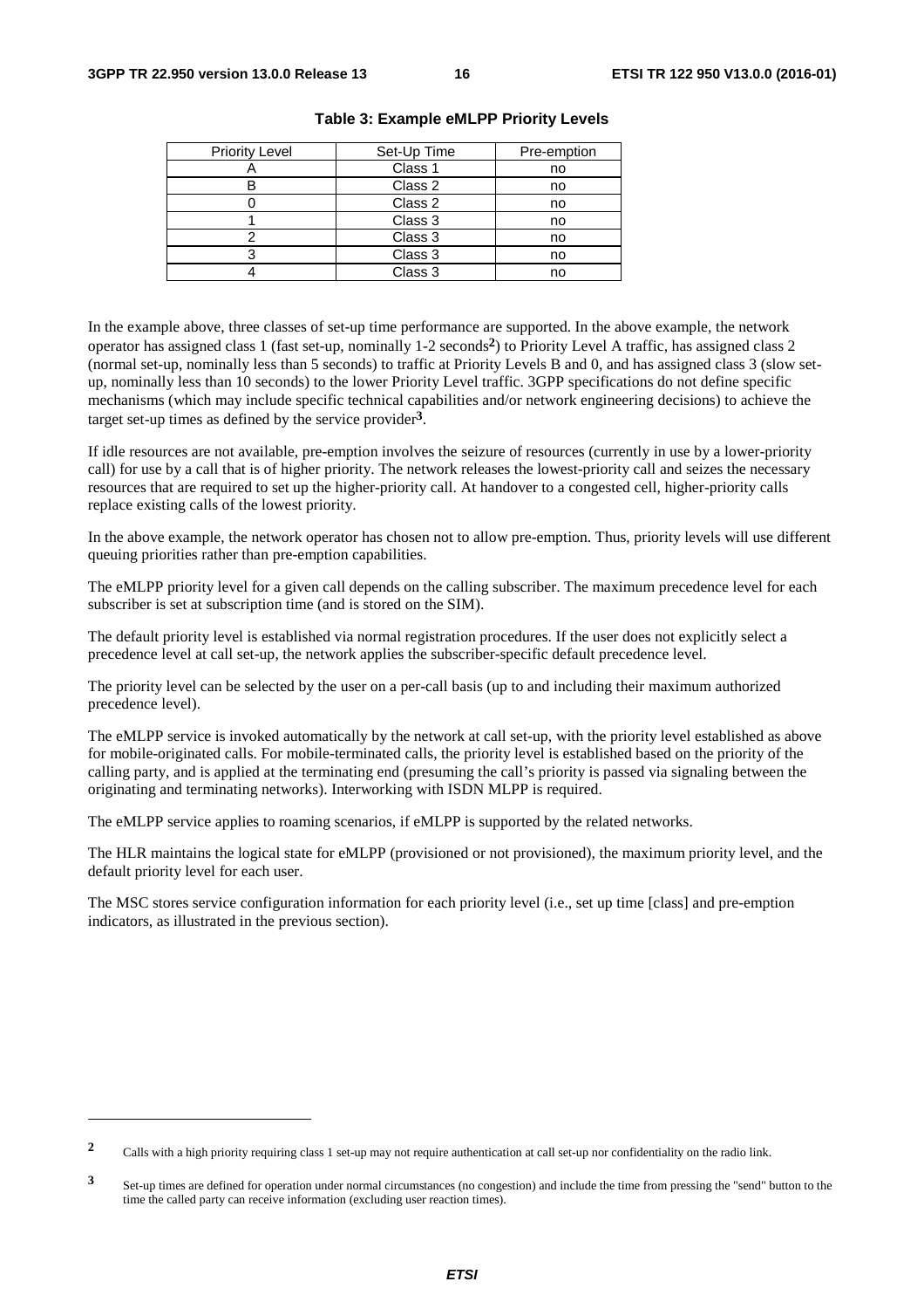**Table 3: Example eMLPP Priority Levels**

| Priority Level | Set-Up Time | Pre-emption |
|---|---|---|
| A | Class 1 | no |
| B | Class 2 | no |
| 0 | Class 2 | no |
| 1 | Class 3 | no |
| 2 | Class 3 | no |
| 3 | Class 3 | no |
| 4 | Class 3 | no |

In the example above, three classes of set-up time performance are supported. In the above example, the network operator has assigned class 1 (fast set-up, nominally 1-2 seconds[2]) to Priority Level A traffic, has assigned class 2 (normal set-up, nominally less than 5 seconds) to traffic at Priority Levels B and 0, and has assigned class 3 (slow set-up, nominally less than 10 seconds) to the lower Priority Level traffic. 3GPP specifications do not define specific mechanisms (which may include specific technical capabilities and/or network engineering decisions) to achieve the target set-up times as defined by the service provider[3].

If idle resources are not available, pre-emption involves the seizure of resources (currently in use by a lower-priority call) for use by a call that is of higher priority. The network releases the lowest-priority call and seizes the necessary resources that are required to set up the higher-priority call. At handover to a congested cell, higher-priority calls replace existing calls of the lowest priority.

In the above example, the network operator has chosen not to allow pre-emption. Thus, priority levels will use different queuing priorities rather than pre-emption capabilities.

The eMLPP priority level for a given call depends on the calling subscriber. The maximum precedence level for each subscriber is set at subscription time (and is stored on the SIM).

The default priority level is established via normal registration procedures. If the user does not explicitly select a precedence level at call set-up, the network applies the subscriber-specific default precedence level.

The priority level can be selected by the user on a per-call basis (up to and including their maximum authorized precedence level).

The eMLPP service is invoked automatically by the network at call set-up, with the priority level established as above for mobile-originated calls. For mobile-terminated calls, the priority level is established based on the priority of the calling party, and is applied at the terminating end (presuming the call's priority is passed via signaling between the originating and terminating networks). Interworking with ISDN MLPP is required.

The eMLPP service applies to roaming scenarios, if eMLPP is supported by the related networks.

The HLR maintains the logical state for eMLPP (provisioned or not provisioned), the maximum priority level, and the default priority level for each user.

The MSC stores service configuration information for each priority level (i.e., set up time [class] and pre-emption indicators, as illustrated in the previous section).

---

[2] Calls with a high priority requiring class 1 set-up may not require authentication at call set-up nor confidentiality on the radio link.

[3] Set-up times are defined for operation under normal circumstances (no congestion) and include the time from pressing the "send" button to the time the called party can receive information (excluding user reaction times).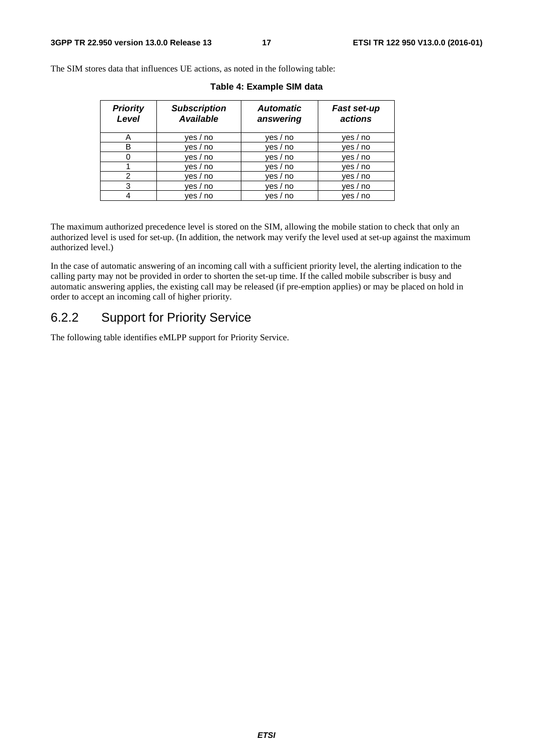The SIM stores data that influences UE actions, as noted in the following table:

**Table 4: Example SIM data**

| *Priority Level* | *Subscription Available* | *Automatic answering* | *Fast set-up actions* |
|---|---|---|---|
| A | yes / no | yes / no | yes / no |
| B | yes / no | yes / no | yes / no |
| 0 | yes / no | yes / no | yes / no |
| 1 | yes / no | yes / no | yes / no |
| 2 | yes / no | yes / no | yes / no |
| 3 | yes / no | yes / no | yes / no |
| 4 | yes / no | yes / no | yes / no |

The maximum authorized precedence level is stored on the SIM, allowing the mobile station to check that only an authorized level is used for set-up. (In addition, the network may verify the level used at set-up against the maximum authorized level.)

In the case of automatic answering of an incoming call with a sufficient priority level, the alerting indication to the calling party may not be provided in order to shorten the set-up time. If the called mobile subscriber is busy and automatic answering applies, the existing call may be released (if pre-emption applies) or may be placed on hold in order to accept an incoming call of higher priority.

### 6.2.2 Support for Priority Service

The following table identifies eMLPP support for Priority Service.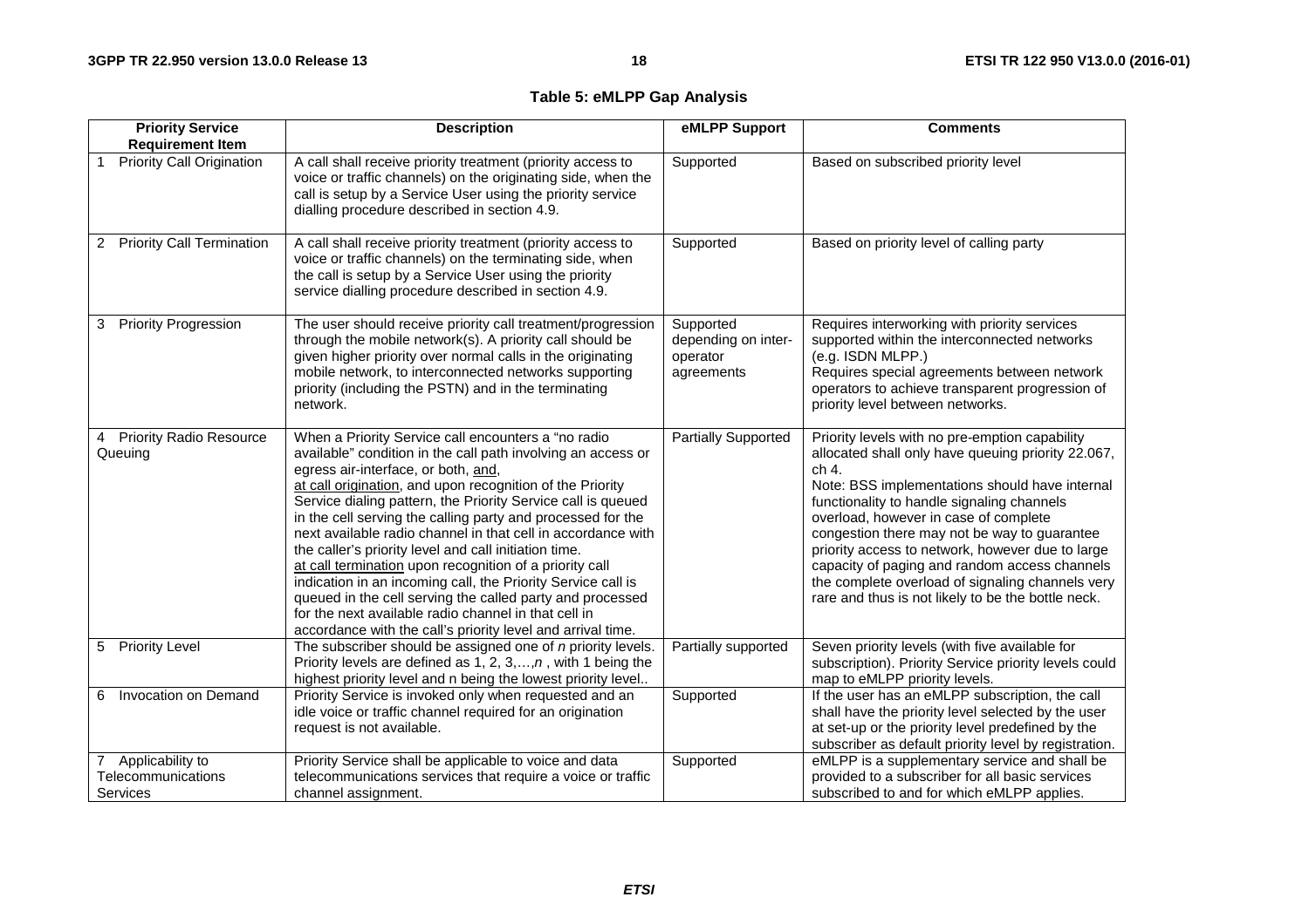**Table 5: eMLPP Gap Analysis**

| Priority Service Requirement Item | Description | eMLPP Support | Comments |
|---|---|---|---|
| 1 Priority Call Origination | A call shall receive priority treatment (priority access to voice or traffic channels) on the originating side, when the call is setup by a Service User using the priority service dialling procedure described in section 4.9. | Supported | Based on subscribed priority level |
| 2 Priority Call Termination | A call shall receive priority treatment (priority access to voice or traffic channels) on the terminating side, when the call is setup by a Service User using the priority service dialling procedure described in section 4.9. | Supported | Based on priority level of calling party |
| 3 Priority Progression | The user should receive priority call treatment/progression through the mobile network(s). A priority call should be given higher priority over normal calls in the originating mobile network, to interconnected networks supporting priority (including the PSTN) and in the terminating network. | Supported depending on inter-operator agreements | Requires interworking with priority services supported within the interconnected networks (e.g. ISDN MLPP.)<br>Requires special agreements between network operators to achieve transparent progression of priority level between networks. |
| 4 Priority Radio Resource Queuing | When a Priority Service call encounters a "no radio available" condition in the call path involving an access or egress air-interface, or both, and,<br>at call origination, and upon recognition of the Priority Service dialing pattern, the Priority Service call is queued in the cell serving the calling party and processed for the next available radio channel in that cell in accordance with the caller's priority level and call initiation time.<br>at call termination upon recognition of a priority call indication in an incoming call, the Priority Service call is queued in the cell serving the called party and processed for the next available radio channel in that cell in accordance with the call's priority level and arrival time. | Partially Supported | Priority levels with no pre-emption capability allocated shall only have queuing priority 22.067, ch 4.<br>Note: BSS implementations should have internal functionality to handle signaling channels overload, however in case of complete congestion there may not be way to guarantee priority access to network, however due to large capacity of paging and random access channels the complete overload of signaling channels very rare and thus is not likely to be the bottle neck. |
| 5 Priority Level | The subscriber should be assigned one of *n* priority levels. Priority levels are defined as 1, 2, 3,…,*n* , with 1 being the highest priority level and n being the lowest priority level.. | Partially supported | Seven priority levels (with five available for subscription). Priority Service priority levels could map to eMLPP priority levels. |
| 6 Invocation on Demand | Priority Service is invoked only when requested and an idle voice or traffic channel required for an origination request is not available. | Supported | If the user has an eMLPP subscription, the call shall have the priority level selected by the user at set-up or the priority level predefined by the subscriber as default priority level by registration. |
| 7 Applicability to Telecommunications Services | Priority Service shall be applicable to voice and data telecommunications services that require a voice or traffic channel assignment. | Supported | eMLPP is a supplementary service and shall be provided to a subscriber for all basic services subscribed to and for which eMLPP applies. |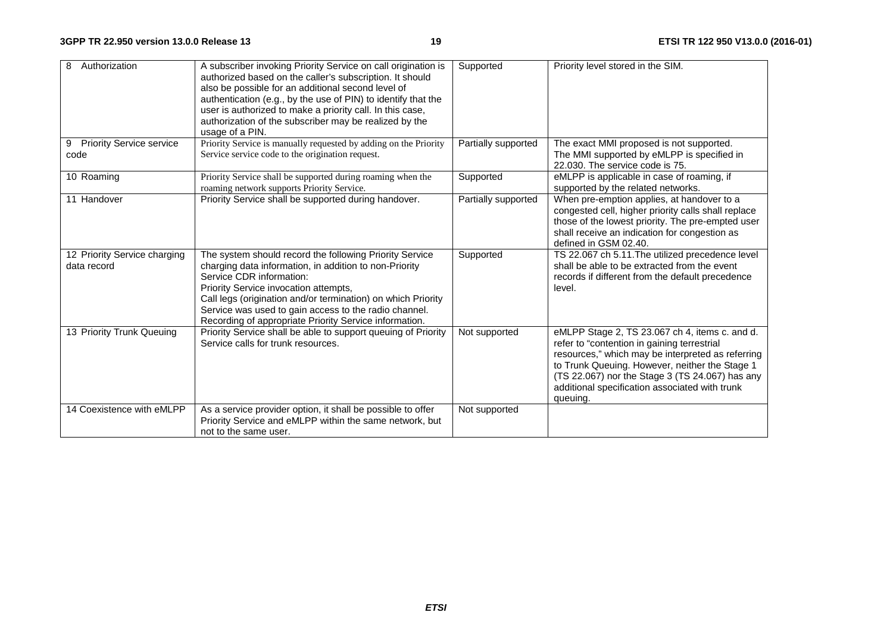| 8 Authorization | A subscriber invoking Priority Service on call origination is authorized based on the caller's subscription. It should also be possible for an additional second level of authentication (e.g., by the use of PIN) to identify that the user is authorized to make a priority call. In this case, authorization of the subscriber may be realized by the usage of a PIN. | Supported | Priority level stored in the SIM. |
|---|---|---|---|
| 9 Priority Service service code | Priority Service is manually requested by adding on the Priority Service service code to the origination request. | Partially supported | The exact MMI proposed is not supported. The MMI supported by eMLPP is specified in 22.030. The service code is 75. |
| 10 Roaming | Priority Service shall be supported during roaming when the roaming network supports Priority Service. | Supported | eMLPP is applicable in case of roaming, if supported by the related networks. |
| 11 Handover | Priority Service shall be supported during handover. | Partially supported | When pre-emption applies, at handover to a congested cell, higher priority calls shall replace those of the lowest priority. The pre-empted user shall receive an indication for congestion as defined in GSM 02.40. |
| 12 Priority Service charging data record | The system should record the following Priority Service charging data information, in addition to non-Priority Service CDR information:<br>Priority Service invocation attempts,<br>Call legs (origination and/or termination) on which Priority Service was used to gain access to the radio channel.<br>Recording of appropriate Priority Service information. | Supported | TS 22.067 ch 5.11.The utilized precedence level shall be able to be extracted from the event records if different from the default precedence level. |
| 13 Priority Trunk Queuing | Priority Service shall be able to support queuing of Priority Service calls for trunk resources. | Not supported | eMLPP Stage 2, TS 23.067 ch 4, items c. and d. refer to "contention in gaining terrestrial resources," which may be interpreted as referring to Trunk Queuing. However, neither the Stage 1 (TS 22.067) nor the Stage 3 (TS 24.067) has any additional specification associated with trunk queuing. |
| 14 Coexistence with eMLPP | As a service provider option, it shall be possible to offer Priority Service and eMLPP within the same network, but not to the same user. | Not supported | |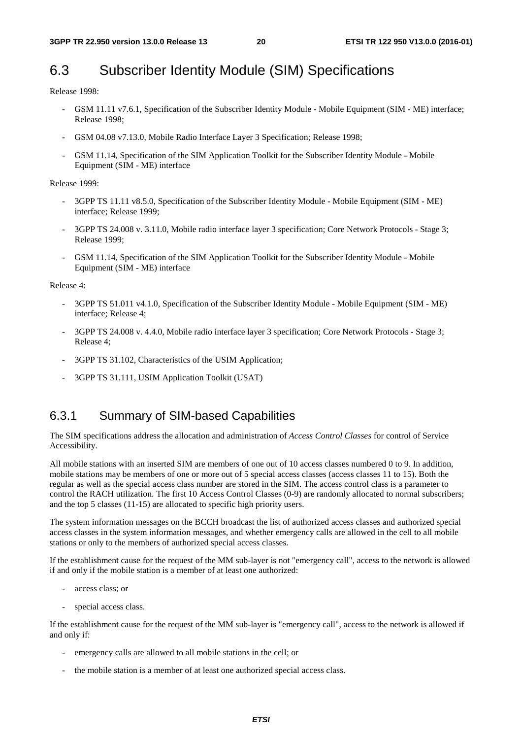## 6.3 Subscriber Identity Module (SIM) Specifications

Release 1998:

- GSM 11.11 v7.6.1, Specification of the Subscriber Identity Module - Mobile Equipment (SIM - ME) interface; Release 1998;
- GSM 04.08 v7.13.0, Mobile Radio Interface Layer 3 Specification; Release 1998;
- GSM 11.14, Specification of the SIM Application Toolkit for the Subscriber Identity Module - Mobile Equipment (SIM - ME) interface

Release 1999:

- 3GPP TS 11.11 v8.5.0, Specification of the Subscriber Identity Module - Mobile Equipment (SIM - ME) interface; Release 1999;
- 3GPP TS 24.008 v. 3.11.0, Mobile radio interface layer 3 specification; Core Network Protocols - Stage 3; Release 1999;
- GSM 11.14, Specification of the SIM Application Toolkit for the Subscriber Identity Module - Mobile Equipment (SIM - ME) interface

Release 4:

- 3GPP TS 51.011 v4.1.0, Specification of the Subscriber Identity Module - Mobile Equipment (SIM - ME) interface; Release 4;
- 3GPP TS 24.008 v. 4.4.0, Mobile radio interface layer 3 specification; Core Network Protocols - Stage 3; Release 4;
- 3GPP TS 31.102, Characteristics of the USIM Application;
- 3GPP TS 31.111, USIM Application Toolkit (USAT)

### 6.3.1 Summary of SIM-based Capabilities

The SIM specifications address the allocation and administration of *Access Control Classes* for control of Service Accessibility.

All mobile stations with an inserted SIM are members of one out of 10 access classes numbered 0 to 9. In addition, mobile stations may be members of one or more out of 5 special access classes (access classes 11 to 15). Both the regular as well as the special access class number are stored in the SIM. The access control class is a parameter to control the RACH utilization. The first 10 Access Control Classes (0-9) are randomly allocated to normal subscribers; and the top 5 classes (11-15) are allocated to specific high priority users.

The system information messages on the BCCH broadcast the list of authorized access classes and authorized special access classes in the system information messages, and whether emergency calls are allowed in the cell to all mobile stations or only to the members of authorized special access classes.

If the establishment cause for the request of the MM sub-layer is not "emergency call", access to the network is allowed if and only if the mobile station is a member of at least one authorized:

- access class; or
- special access class.

If the establishment cause for the request of the MM sub-layer is "emergency call", access to the network is allowed if and only if:

- emergency calls are allowed to all mobile stations in the cell; or
- the mobile station is a member of at least one authorized special access class.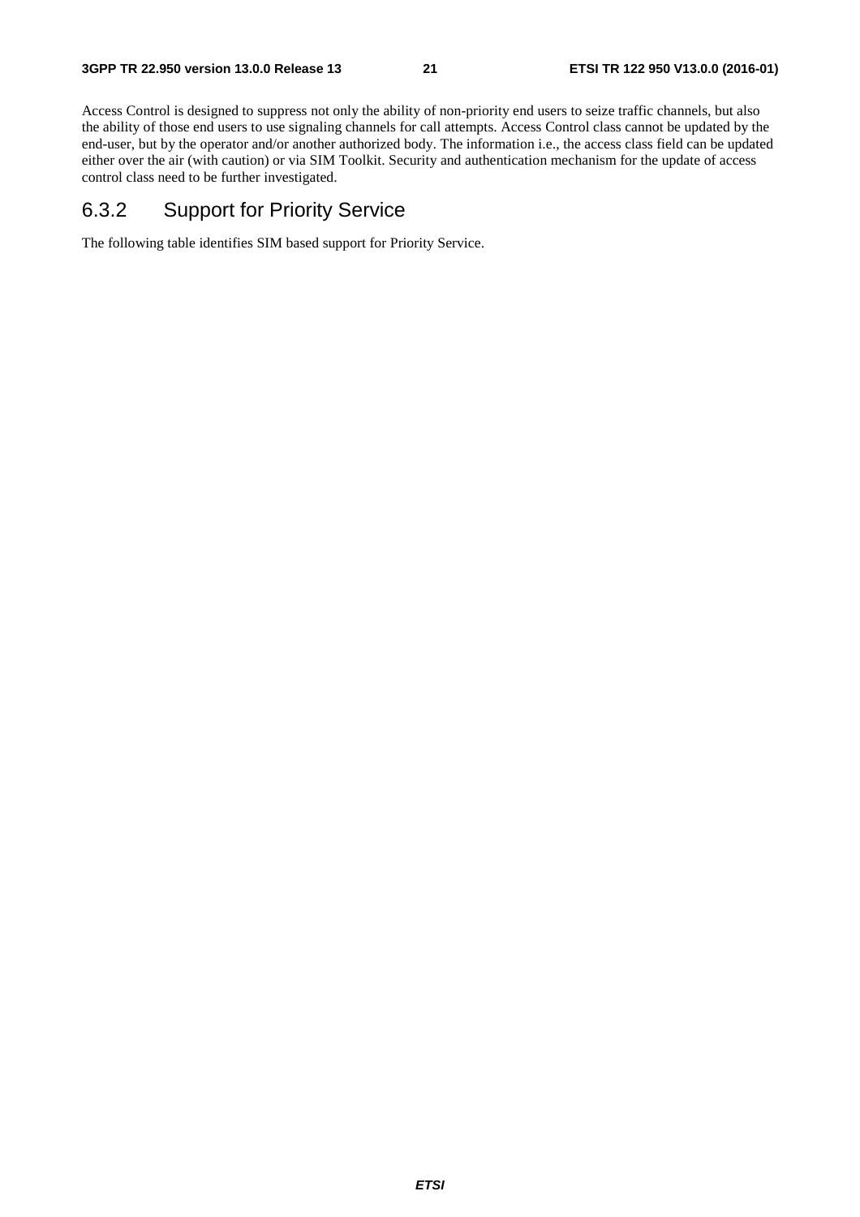Access Control is designed to suppress not only the ability of non-priority end users to seize traffic channels, but also the ability of those end users to use signaling channels for call attempts. Access Control class cannot be updated by the end-user, but by the operator and/or another authorized body. The information i.e., the access class field can be updated either over the air (with caution) or via SIM Toolkit. Security and authentication mechanism for the update of access control class need to be further investigated.

### 6.3.2 Support for Priority Service

The following table identifies SIM based support for Priority Service.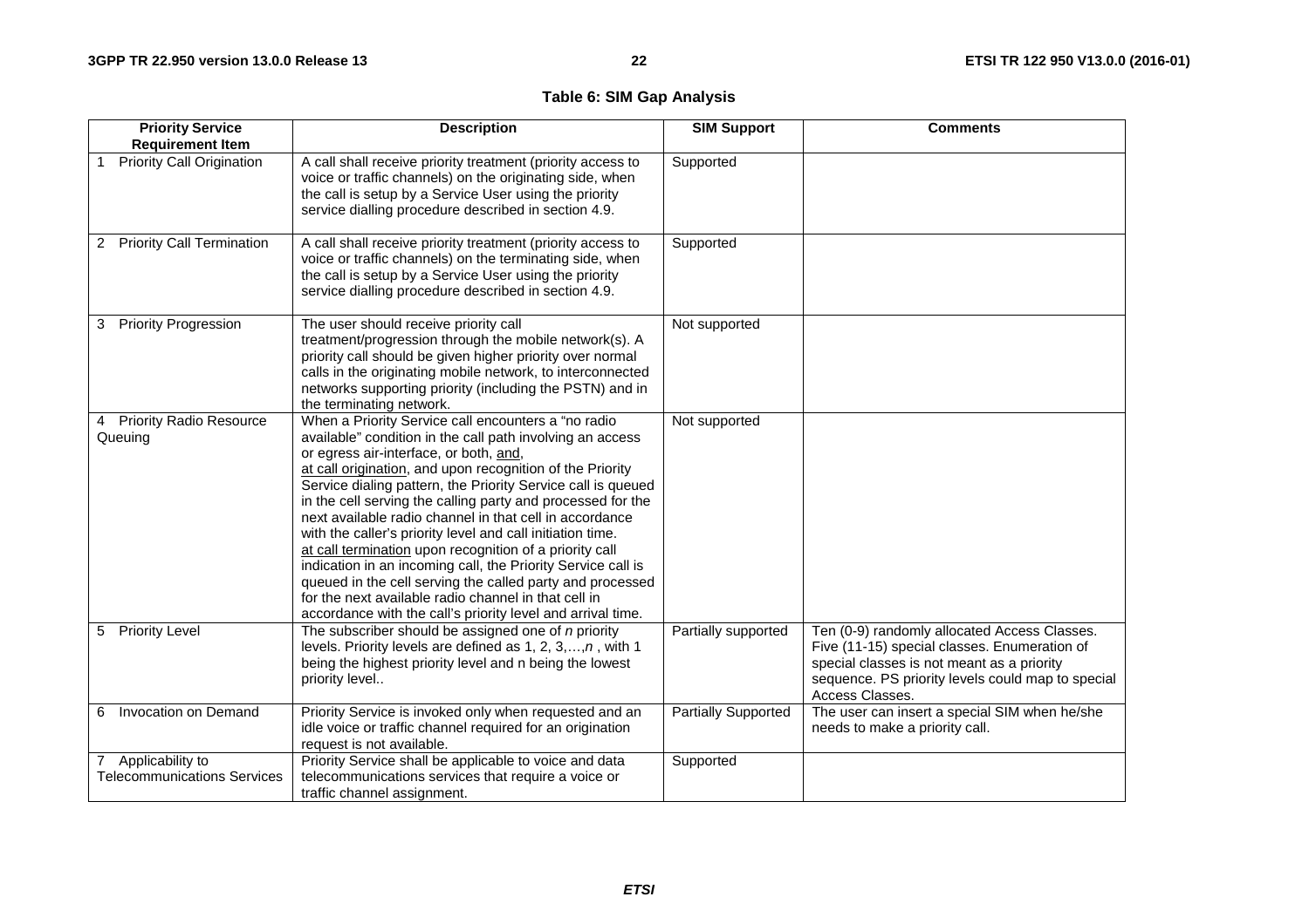**Table 6: SIM Gap Analysis**

| Priority Service Requirement Item | Description | SIM Support | Comments |
|---|---|---|---|
| 1 Priority Call Origination | A call shall receive priority treatment (priority access to voice or traffic channels) on the originating side, when the call is setup by a Service User using the priority service dialling procedure described in section 4.9. | Supported | |
| 2 Priority Call Termination | A call shall receive priority treatment (priority access to voice or traffic channels) on the terminating side, when the call is setup by a Service User using the priority service dialling procedure described in section 4.9. | Supported | |
| 3 Priority Progression | The user should receive priority call treatment/progression through the mobile network(s). A priority call should be given higher priority over normal calls in the originating mobile network, to interconnected networks supporting priority (including the PSTN) and in the terminating network. | Not supported | |
| 4 Priority Radio Resource Queuing | When a Priority Service call encounters a "no radio available" condition in the call path involving an access or egress air-interface, or both, and, at call origination, and upon recognition of the Priority Service dialing pattern, the Priority Service call is queued in the cell serving the calling party and processed for the next available radio channel in that cell in accordance with the caller's priority level and call initiation time. at call termination upon recognition of a priority call indication in an incoming call, the Priority Service call is queued in the cell serving the called party and processed for the next available radio channel in that cell in accordance with the call's priority level and arrival time. | Not supported | |
| 5 Priority Level | The subscriber should be assigned one of *n* priority levels. Priority levels are defined as 1, 2, 3,…,*n* , with 1 being the highest priority level and n being the lowest priority level.. | Partially supported | Ten (0-9) randomly allocated Access Classes. Five (11-15) special classes. Enumeration of special classes is not meant as a priority sequence. PS priority levels could map to special Access Classes. |
| 6 Invocation on Demand | Priority Service is invoked only when requested and an idle voice or traffic channel required for an origination request is not available. | Partially Supported | The user can insert a special SIM when he/she needs to make a priority call. |
| 7 Applicability to Telecommunications Services | Priority Service shall be applicable to voice and data telecommunications services that require a voice or traffic channel assignment. | Supported | |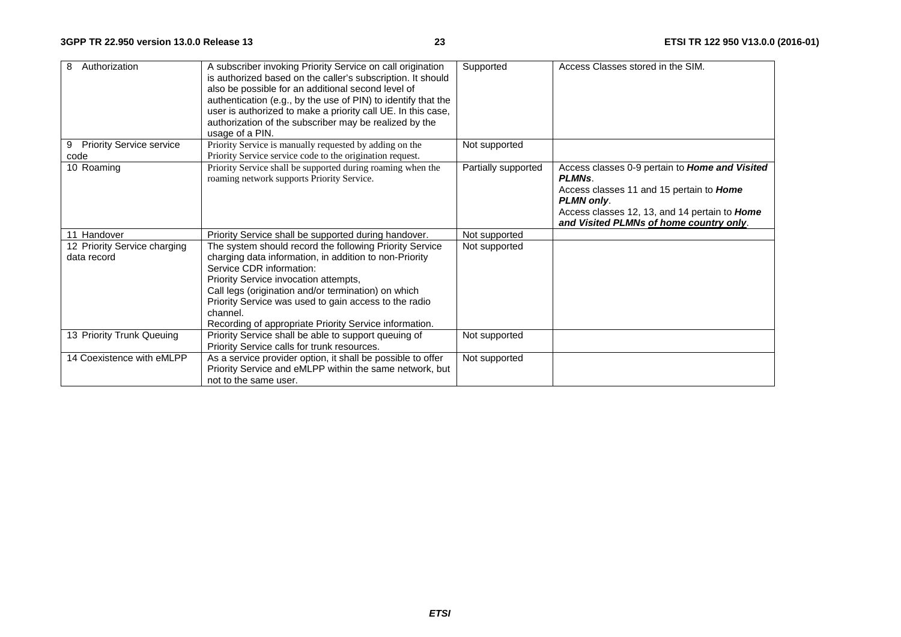| | | | |
|---|---|---|---|
| 8 Authorization | A subscriber invoking Priority Service on call origination is authorized based on the caller's subscription. It should also be possible for an additional second level of authentication (e.g., by the use of PIN) to identify that the user is authorized to make a priority call UE. In this case, authorization of the subscriber may be realized by the usage of a PIN. | Supported | Access Classes stored in the SIM. |
| 9 Priority Service service code | Priority Service is manually requested by adding on the Priority Service service code to the origination request. | Not supported | |
| 10 Roaming | Priority Service shall be supported during roaming when the roaming network supports Priority Service. | Partially supported | Access classes 0-9 pertain to ***Home and Visited PLMNs***.<br>Access classes 11 and 15 pertain to ***Home PLMN only***.<br>Access classes 12, 13, and 14 pertain to ***Home and Visited PLMNs <u>of home country only</u>***. |
| 11 Handover | Priority Service shall be supported during handover. | Not supported | |
| 12 Priority Service charging data record | The system should record the following Priority Service charging data information, in addition to non-Priority Service CDR information:<br>Priority Service invocation attempts,<br>Call legs (origination and/or termination) on which Priority Service was used to gain access to the radio channel.<br>Recording of appropriate Priority Service information. | Not supported | |
| 13 Priority Trunk Queuing | Priority Service shall be able to support queuing of Priority Service calls for trunk resources. | Not supported | |
| 14 Coexistence with eMLPP | As a service provider option, it shall be possible to offer Priority Service and eMLPP within the same network, but not to the same user. | Not supported | |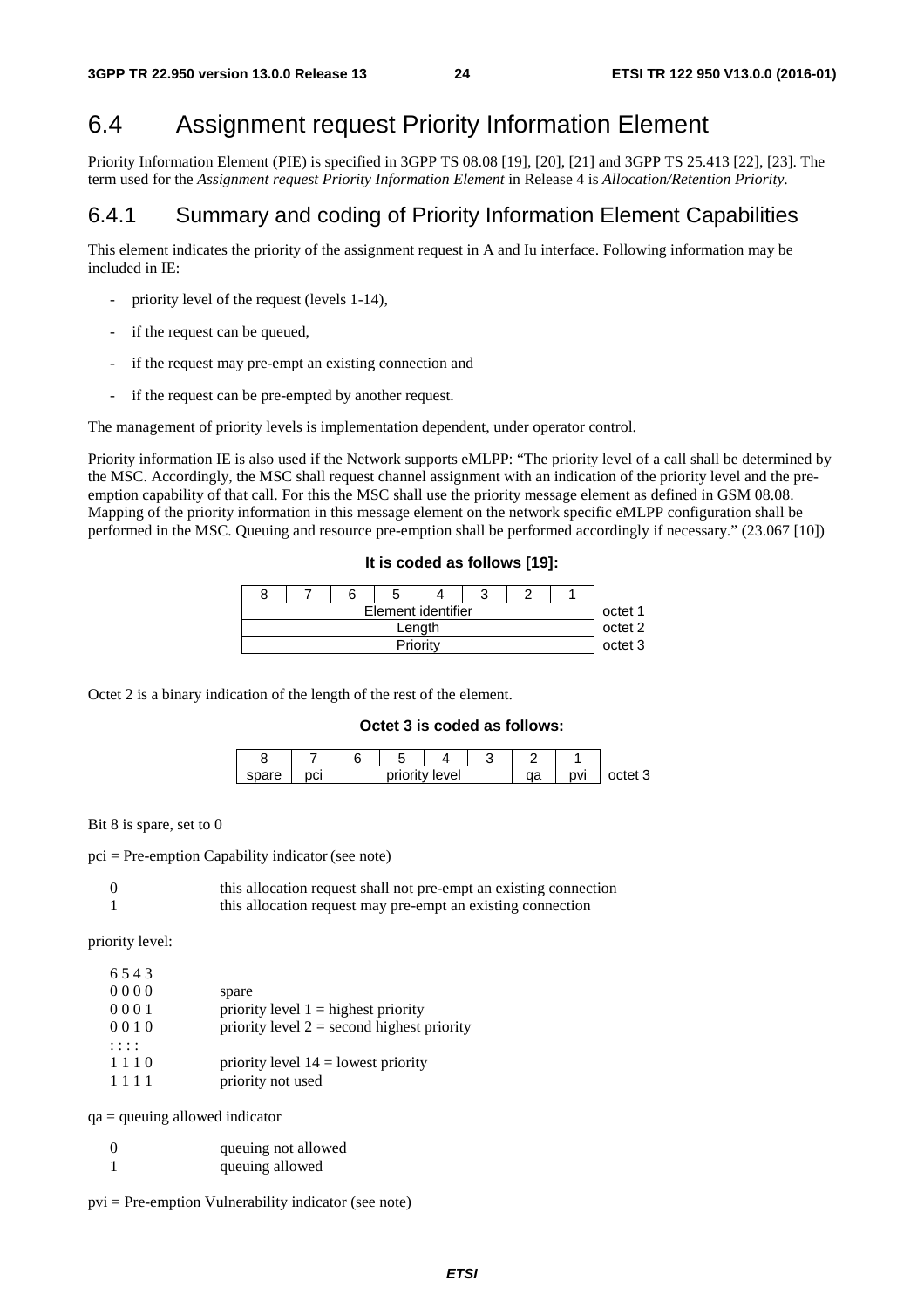## 6.4 Assignment request Priority Information Element

Priority Information Element (PIE) is specified in 3GPP TS 08.08 [19], [20], [21] and 3GPP TS 25.413 [22], [23]. The term used for the *Assignment request Priority Information Element* in Release 4 is *Allocation/Retention Priority*.

### 6.4.1 Summary and coding of Priority Information Element Capabilities

This element indicates the priority of the assignment request in A and Iu interface. Following information may be included in IE:

- priority level of the request (levels 1-14),
- if the request can be queued,
- if the request may pre-empt an existing connection and
- if the request can be pre-empted by another request.

The management of priority levels is implementation dependent, under operator control.

Priority information IE is also used if the Network supports eMLPP: "The priority level of a call shall be determined by the MSC. Accordingly, the MSC shall request channel assignment with an indication of the priority level and the pre-emption capability of that call. For this the MSC shall use the priority message element as defined in GSM 08.08. Mapping of the priority information in this message element on the network specific eMLPP configuration shall be performed in the MSC. Queuing and resource pre-emption shall be performed accordingly if necessary." (23.067 [10])

**It is coded as follows [19]:**

| 8 | 7 | 6 | 5 | 4 | 3 | 2 | 1 | |
|---|---|---|---|---|---|---|---|---|
| Element identifier | | | | | | | | octet 1 |
| Length | | | | | | | | octet 2 |
| Priority | | | | | | | | octet 3 |

Octet 2 is a binary indication of the length of the rest of the element.

**Octet 3 is coded as follows:**

| 8 | 7 | 6 | 5 | 4 | 3 | 2 | 1 | |
|---|---|---|---|---|---|---|---|---|
| spare | pci | priority level | | | | qa | pvi | octet 3 |

Bit 8 is spare, set to 0

pci = Pre-emption Capability indicator (see note)

| | |
|---|---|
| 0 | this allocation request shall not pre-empt an existing connection |
| 1 | this allocation request may pre-empt an existing connection |

priority level:

| 6 5 4 3 | |
|---|---|
| 0 0 0 0 | spare |
| 0 0 0 1 | priority level 1 = highest priority |
| 0 0 1 0 | priority level 2 = second highest priority |
| : : : : | |
| 1 1 1 0 | priority level 14 = lowest priority |
| 1 1 1 1 | priority not used |

qa = queuing allowed indicator

| | |
|---|---|
| 0 | queuing not allowed |
| 1 | queuing allowed |

pvi = Pre-emption Vulnerability indicator (see note)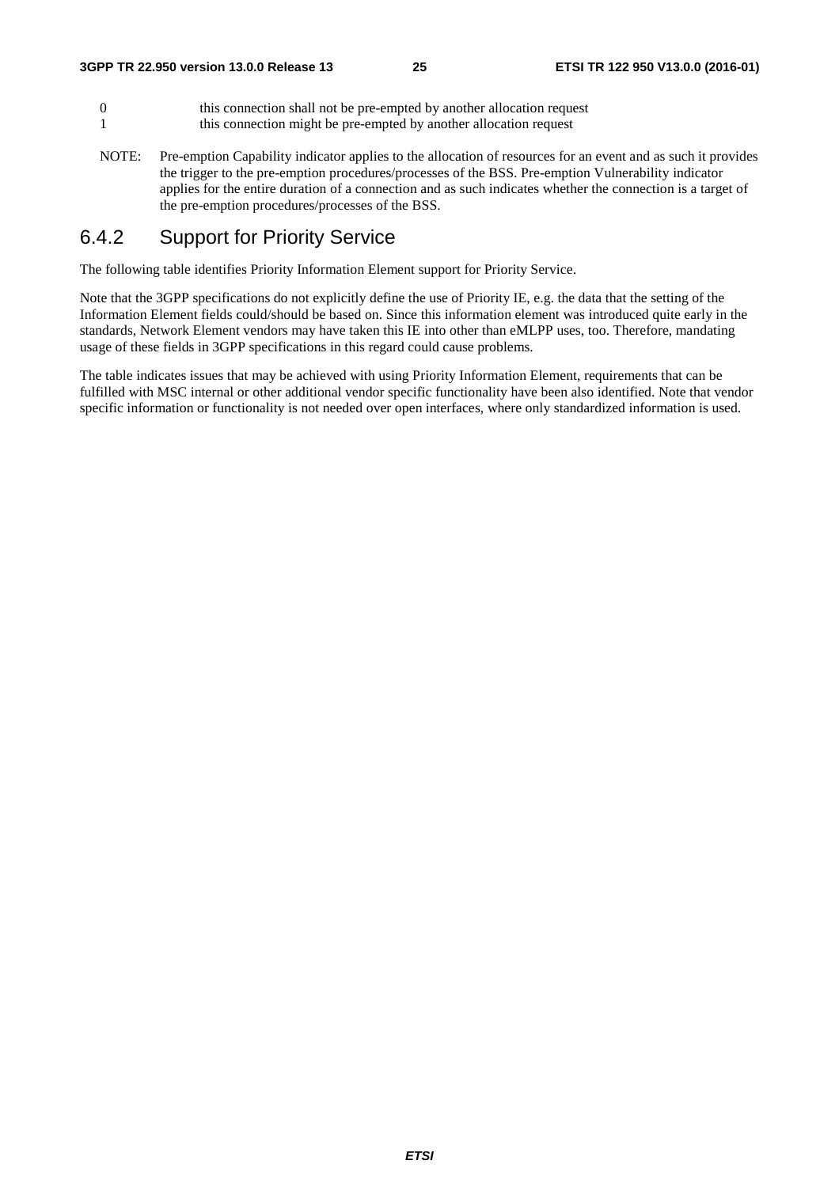0 this connection shall not be pre-empted by another allocation request

1 this connection might be pre-empted by another allocation request

NOTE: Pre-emption Capability indicator applies to the allocation of resources for an event and as such it provides the trigger to the pre-emption procedures/processes of the BSS. Pre-emption Vulnerability indicator applies for the entire duration of a connection and as such indicates whether the connection is a target of the pre-emption procedures/processes of the BSS.

### 6.4.2 Support for Priority Service

The following table identifies Priority Information Element support for Priority Service.

Note that the 3GPP specifications do not explicitly define the use of Priority IE, e.g. the data that the setting of the Information Element fields could/should be based on. Since this information element was introduced quite early in the standards, Network Element vendors may have taken this IE into other than eMLPP uses, too. Therefore, mandating usage of these fields in 3GPP specifications in this regard could cause problems.

The table indicates issues that may be achieved with using Priority Information Element, requirements that can be fulfilled with MSC internal or other additional vendor specific functionality have been also identified. Note that vendor specific information or functionality is not needed over open interfaces, where only standardized information is used.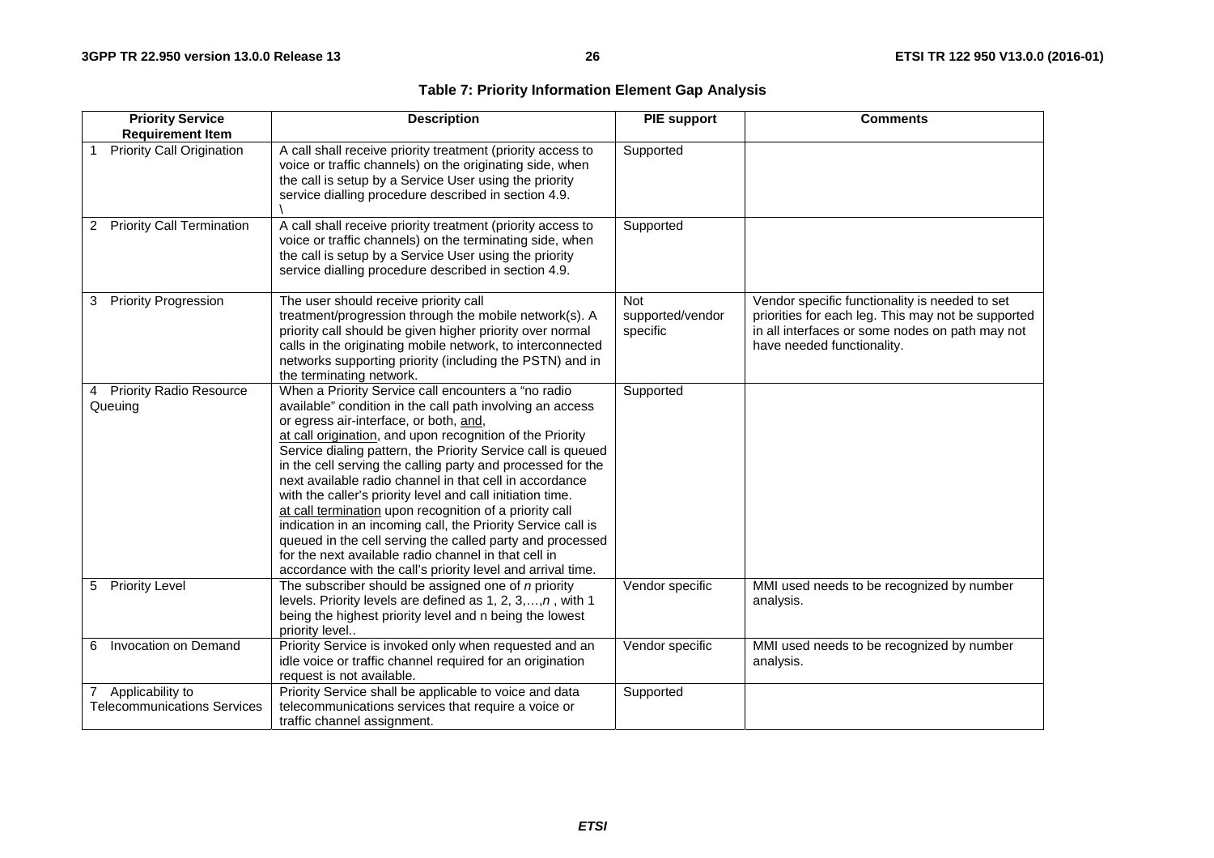**Table 7: Priority Information Element Gap Analysis**

| Priority Service Requirement Item | Description | PIE support | Comments |
|---|---|---|---|
| 1 Priority Call Origination | A call shall receive priority treatment (priority access to voice or traffic channels) on the originating side, when the call is setup by a Service User using the priority service dialling procedure described in section 4.9. \ | Supported | |
| 2 Priority Call Termination | A call shall receive priority treatment (priority access to voice or traffic channels) on the terminating side, when the call is setup by a Service User using the priority service dialling procedure described in section 4.9. | Supported | |
| 3 Priority Progression | The user should receive priority call treatment/progression through the mobile network(s). A priority call should be given higher priority over normal calls in the originating mobile network, to interconnected networks supporting priority (including the PSTN) and in the terminating network. | Not supported/vendor specific | Vendor specific functionality is needed to set priorities for each leg. This may not be supported in all interfaces or some nodes on path may not have needed functionality. |
| 4 Priority Radio Resource Queuing | When a Priority Service call encounters a "no radio available" condition in the call path involving an access or egress air-interface, or both, and,<br>at call origination, and upon recognition of the Priority Service dialing pattern, the Priority Service call is queued in the cell serving the calling party and processed for the next available radio channel in that cell in accordance with the caller's priority level and call initiation time.<br>at call termination upon recognition of a priority call indication in an incoming call, the Priority Service call is queued in the cell serving the called party and processed for the next available radio channel in that cell in accordance with the call's priority level and arrival time. | Supported | |
| 5 Priority Level | The subscriber should be assigned one of *n* priority levels. Priority levels are defined as 1, 2, 3,…,*n* , with 1 being the highest priority level and n being the lowest priority level.. | Vendor specific | MMI used needs to be recognized by number analysis. |
| 6 Invocation on Demand | Priority Service is invoked only when requested and an idle voice or traffic channel required for an origination request is not available. | Vendor specific | MMI used needs to be recognized by number analysis. |
| 7 Applicability to Telecommunications Services | Priority Service shall be applicable to voice and data telecommunications services that require a voice or traffic channel assignment. | Supported | |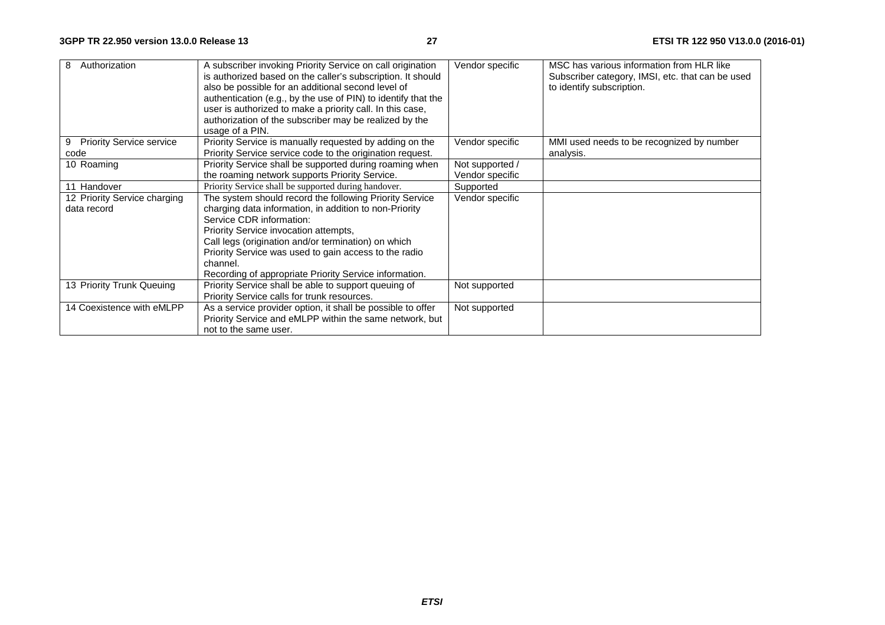| 8 Authorization | A subscriber invoking Priority Service on call origination is authorized based on the caller's subscription. It should also be possible for an additional second level of authentication (e.g., by the use of PIN) to identify that the user is authorized to make a priority call. In this case, authorization of the subscriber may be realized by the usage of a PIN. | Vendor specific | MSC has various information from HLR like Subscriber category, IMSI, etc. that can be used to identify subscription. |
|---|---|---|---|
| 9 Priority Service service code | Priority Service is manually requested by adding on the Priority Service service code to the origination request. | Vendor specific | MMI used needs to be recognized by number analysis. |
| 10 Roaming | Priority Service shall be supported during roaming when the roaming network supports Priority Service. | Not supported / Vendor specific | |
| 11 Handover | Priority Service shall be supported during handover. | Supported | |
| 12 Priority Service charging data record | The system should record the following Priority Service charging data information, in addition to non-Priority Service CDR information:<br>Priority Service invocation attempts,<br>Call legs (origination and/or termination) on which Priority Service was used to gain access to the radio channel.<br>Recording of appropriate Priority Service information. | Vendor specific | |
| 13 Priority Trunk Queuing | Priority Service shall be able to support queuing of Priority Service calls for trunk resources. | Not supported | |
| 14 Coexistence with eMLPP | As a service provider option, it shall be possible to offer Priority Service and eMLPP within the same network, but not to the same user. | Not supported | |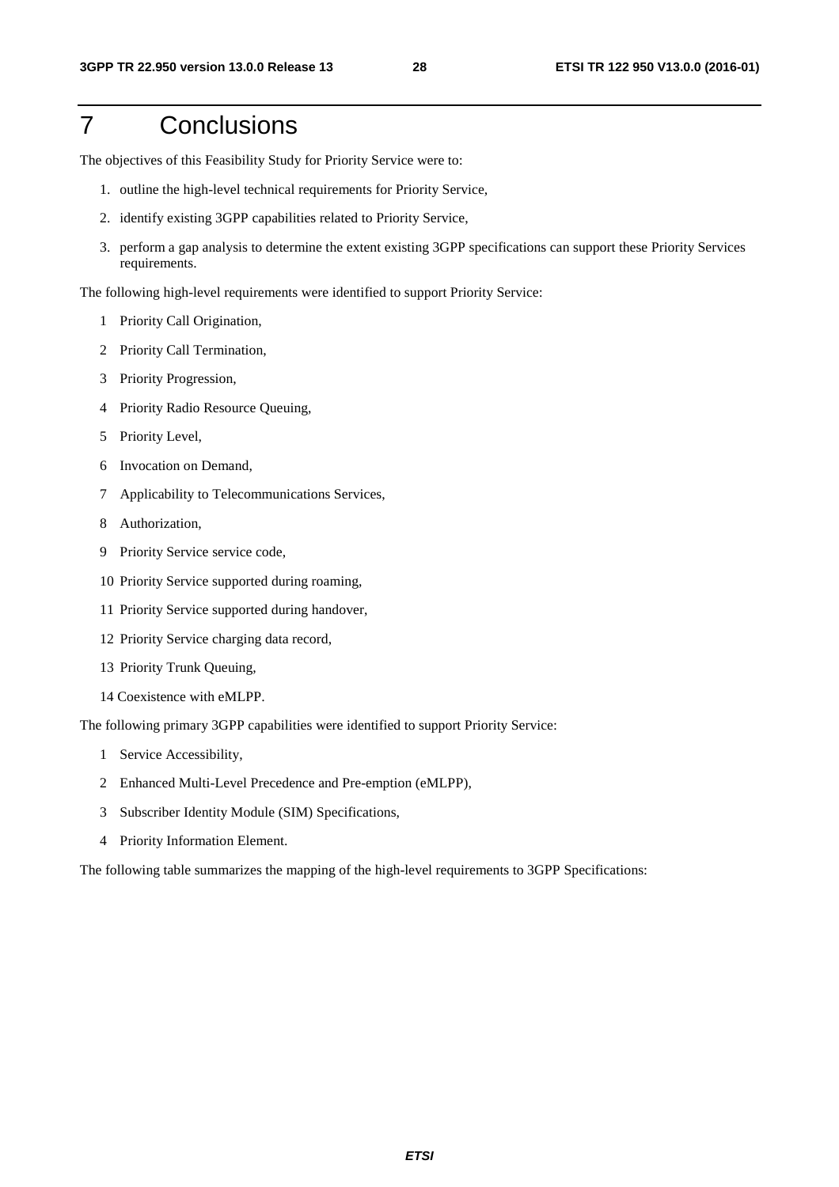# 7 Conclusions

The objectives of this Feasibility Study for Priority Service were to:

1. outline the high-level technical requirements for Priority Service,
2. identify existing 3GPP capabilities related to Priority Service,
3. perform a gap analysis to determine the extent existing 3GPP specifications can support these Priority Services requirements.

The following high-level requirements were identified to support Priority Service:

1 Priority Call Origination,

2 Priority Call Termination,

3 Priority Progression,

4 Priority Radio Resource Queuing,

5 Priority Level,

6 Invocation on Demand,

7 Applicability to Telecommunications Services,

8 Authorization,

9 Priority Service service code,

10 Priority Service supported during roaming,

11 Priority Service supported during handover,

12 Priority Service charging data record,

13 Priority Trunk Queuing,

14 Coexistence with eMLPP.

The following primary 3GPP capabilities were identified to support Priority Service:

1 Service Accessibility,

2 Enhanced Multi-Level Precedence and Pre-emption (eMLPP),

3 Subscriber Identity Module (SIM) Specifications,

4 Priority Information Element.

The following table summarizes the mapping of the high-level requirements to 3GPP Specifications: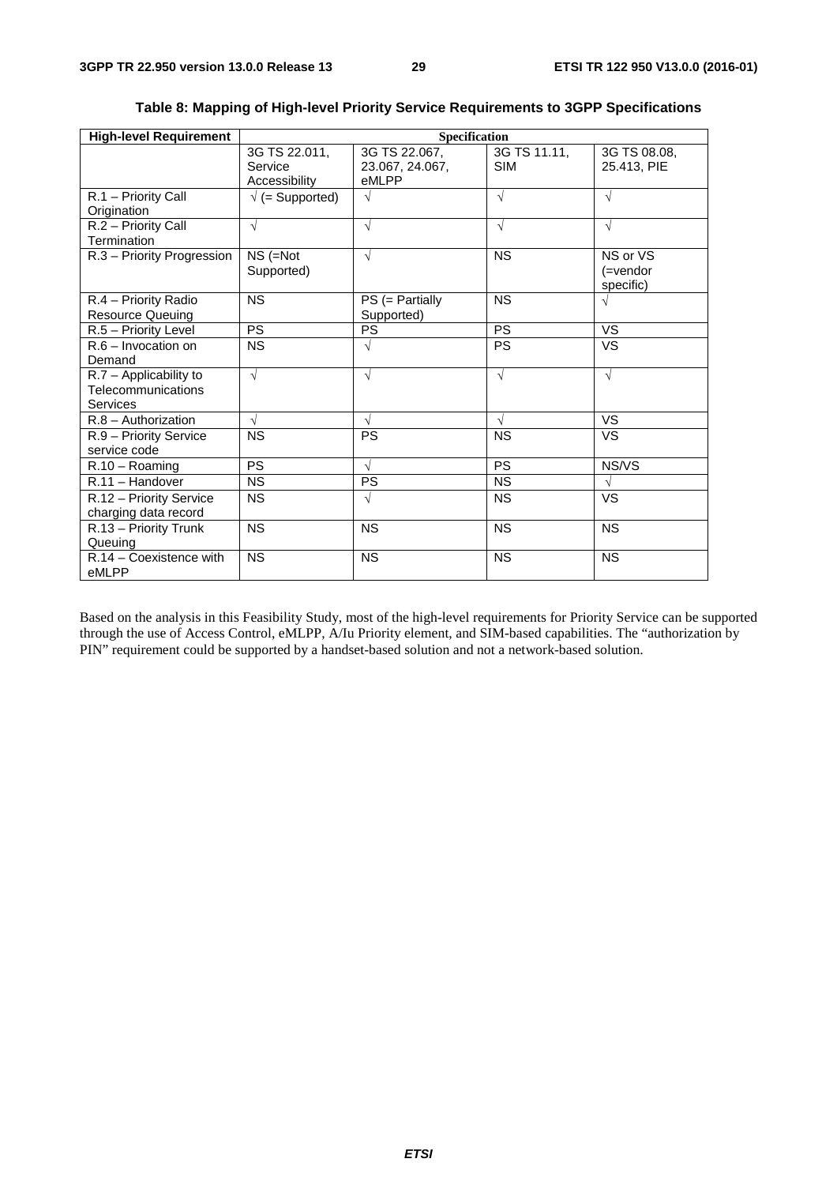**Table 8: Mapping of High-level Priority Service Requirements to 3GPP Specifications**

| High-level Requirement | Specification | | | |
|---|---|---|---|---|
| | 3G TS 22.011, Service Accessibility | 3G TS 22.067, 23.067, 24.067, eMLPP | 3G TS 11.11, SIM | 3G TS 08.08, 25.413, PIE |
| R.1 – Priority Call Origination | √ (= Supported) | √ | √ | √ |
| R.2 – Priority Call Termination | √ | √ | √ | √ |
| R.3 – Priority Progression | NS (=Not Supported) | √ | NS | NS or VS (=vendor specific) |
| R.4 – Priority Radio Resource Queuing | NS | PS (= Partially Supported) | NS | √ |
| R.5 – Priority Level | PS | PS | PS | VS |
| R.6 – Invocation on Demand | NS | √ | PS | VS |
| R.7 – Applicability to Telecommunications Services | √ | √ | √ | √ |
| R.8 – Authorization | √ | √ | √ | VS |
| R.9 – Priority Service service code | NS | PS | NS | VS |
| R.10 – Roaming | PS | √ | PS | NS/VS |
| R.11 – Handover | NS | PS | NS | √ |
| R.12 – Priority Service charging data record | NS | √ | NS | VS |
| R.13 – Priority Trunk Queuing | NS | NS | NS | NS |
| R.14 – Coexistence with eMLPP | NS | NS | NS | NS |

Based on the analysis in this Feasibility Study, most of the high-level requirements for Priority Service can be supported through the use of Access Control, eMLPP, A/Iu Priority element, and SIM-based capabilities. The "authorization by PIN" requirement could be supported by a handset-based solution and not a network-based solution.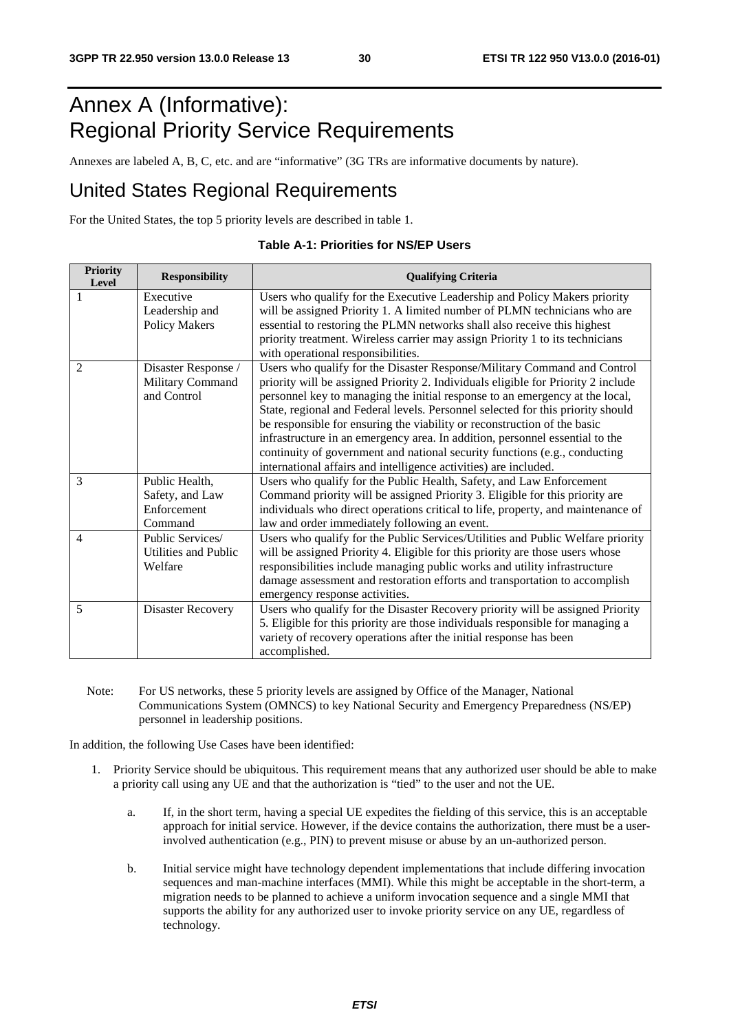# Annex A (Informative): Regional Priority Service Requirements

Annexes are labeled A, B, C, etc. and are "informative" (3G TRs are informative documents by nature).

## United States Regional Requirements

For the United States, the top 5 priority levels are described in table 1.

**Table A-1: Priorities for NS/EP Users**

| Priority Level | Responsibility | Qualifying Criteria |
|---|---|---|
| 1 | Executive Leadership and Policy Makers | Users who qualify for the Executive Leadership and Policy Makers priority will be assigned Priority 1. A limited number of PLMN technicians who are essential to restoring the PLMN networks shall also receive this highest priority treatment. Wireless carrier may assign Priority 1 to its technicians with operational responsibilities. |
| 2 | Disaster Response / Military Command and Control | Users who qualify for the Disaster Response/Military Command and Control priority will be assigned Priority 2. Individuals eligible for Priority 2 include personnel key to managing the initial response to an emergency at the local, State, regional and Federal levels. Personnel selected for this priority should be responsible for ensuring the viability or reconstruction of the basic infrastructure in an emergency area. In addition, personnel essential to the continuity of government and national security functions (e.g., conducting international affairs and intelligence activities) are included. |
| 3 | Public Health, Safety, and Law Enforcement Command | Users who qualify for the Public Health, Safety, and Law Enforcement Command priority will be assigned Priority 3. Eligible for this priority are individuals who direct operations critical to life, property, and maintenance of law and order immediately following an event. |
| 4 | Public Services/ Utilities and Public Welfare | Users who qualify for the Public Services/Utilities and Public Welfare priority will be assigned Priority 4. Eligible for this priority are those users whose responsibilities include managing public works and utility infrastructure damage assessment and restoration efforts and transportation to accomplish emergency response activities. |
| 5 | Disaster Recovery | Users who qualify for the Disaster Recovery priority will be assigned Priority 5. Eligible for this priority are those individuals responsible for managing a variety of recovery operations after the initial response has been accomplished. |

Note: For US networks, these 5 priority levels are assigned by Office of the Manager, National Communications System (OMNCS) to key National Security and Emergency Preparedness (NS/EP) personnel in leadership positions.

In addition, the following Use Cases have been identified:

1. Priority Service should be ubiquitous. This requirement means that any authorized user should be able to make a priority call using any UE and that the authorization is "tied" to the user and not the UE.

    a. If, in the short term, having a special UE expedites the fielding of this service, this is an acceptable approach for initial service. However, if the device contains the authorization, there must be a user-involved authentication (e.g., PIN) to prevent misuse or abuse by an un-authorized person.

    b. Initial service might have technology dependent implementations that include differing invocation sequences and man-machine interfaces (MMI). While this might be acceptable in the short-term, a migration needs to be planned to achieve a uniform invocation sequence and a single MMI that supports the ability for any authorized user to invoke priority service on any UE, regardless of technology.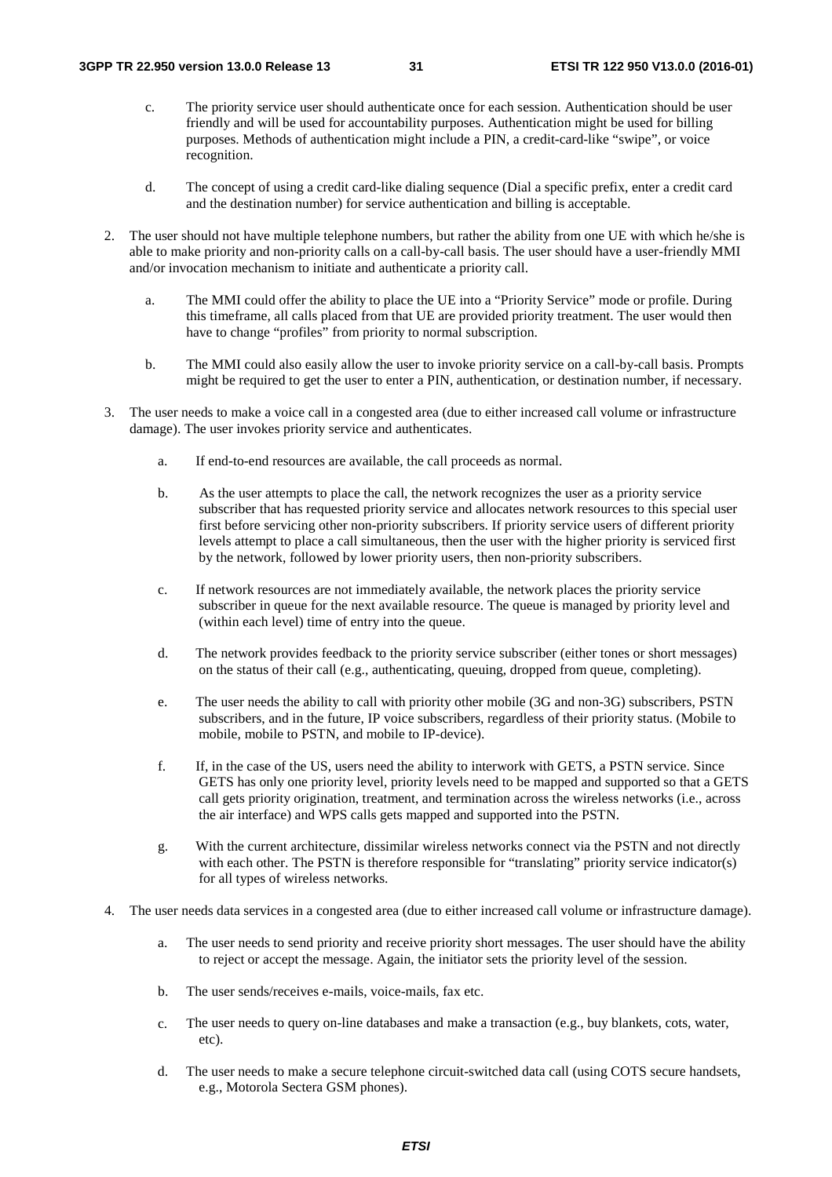c. The priority service user should authenticate once for each session. Authentication should be user friendly and will be used for accountability purposes. Authentication might be used for billing purposes. Methods of authentication might include a PIN, a credit-card-like "swipe", or voice recognition.

d. The concept of using a credit card-like dialing sequence (Dial a specific prefix, enter a credit card and the destination number) for service authentication and billing is acceptable.

2. The user should not have multiple telephone numbers, but rather the ability from one UE with which he/she is able to make priority and non-priority calls on a call-by-call basis. The user should have a user-friendly MMI and/or invocation mechanism to initiate and authenticate a priority call.

   a. The MMI could offer the ability to place the UE into a "Priority Service" mode or profile. During this timeframe, all calls placed from that UE are provided priority treatment. The user would then have to change "profiles" from priority to normal subscription.

   b. The MMI could also easily allow the user to invoke priority service on a call-by-call basis. Prompts might be required to get the user to enter a PIN, authentication, or destination number, if necessary.

3. The user needs to make a voice call in a congested area (due to either increased call volume or infrastructure damage). The user invokes priority service and authenticates.

   a. If end-to-end resources are available, the call proceeds as normal.

   b. As the user attempts to place the call, the network recognizes the user as a priority service subscriber that has requested priority service and allocates network resources to this special user first before servicing other non-priority subscribers. If priority service users of different priority levels attempt to place a call simultaneous, then the user with the higher priority is serviced first by the network, followed by lower priority users, then non-priority subscribers.

   c. If network resources are not immediately available, the network places the priority service subscriber in queue for the next available resource. The queue is managed by priority level and (within each level) time of entry into the queue.

   d. The network provides feedback to the priority service subscriber (either tones or short messages) on the status of their call (e.g., authenticating, queuing, dropped from queue, completing).

   e. The user needs the ability to call with priority other mobile (3G and non-3G) subscribers, PSTN subscribers, and in the future, IP voice subscribers, regardless of their priority status. (Mobile to mobile, mobile to PSTN, and mobile to IP-device).

   f. If, in the case of the US, users need the ability to interwork with GETS, a PSTN service. Since GETS has only one priority level, priority levels need to be mapped and supported so that a GETS call gets priority origination, treatment, and termination across the wireless networks (i.e., across the air interface) and WPS calls gets mapped and supported into the PSTN.

   g. With the current architecture, dissimilar wireless networks connect via the PSTN and not directly with each other. The PSTN is therefore responsible for "translating" priority service indicator(s) for all types of wireless networks.

4. The user needs data services in a congested area (due to either increased call volume or infrastructure damage).

   a. The user needs to send priority and receive priority short messages. The user should have the ability to reject or accept the message. Again, the initiator sets the priority level of the session.

   b. The user sends/receives e-mails, voice-mails, fax etc.

   c. The user needs to query on-line databases and make a transaction (e.g., buy blankets, cots, water, etc).

   d. The user needs to make a secure telephone circuit-switched data call (using COTS secure handsets, e.g., Motorola Sectera GSM phones).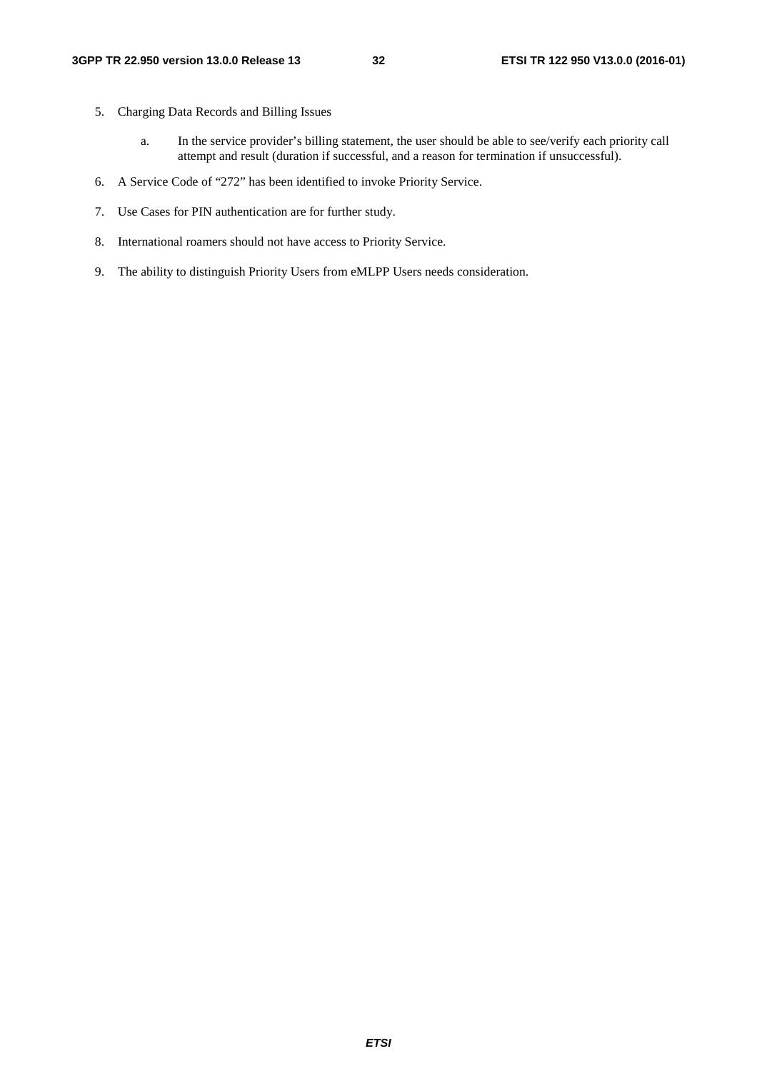5. Charging Data Records and Billing Issues

    a. In the service provider's billing statement, the user should be able to see/verify each priority call attempt and result (duration if successful, and a reason for termination if unsuccessful).

6. A Service Code of "272" has been identified to invoke Priority Service.

7. Use Cases for PIN authentication are for further study.

8. International roamers should not have access to Priority Service.

9. The ability to distinguish Priority Users from eMLPP Users needs consideration.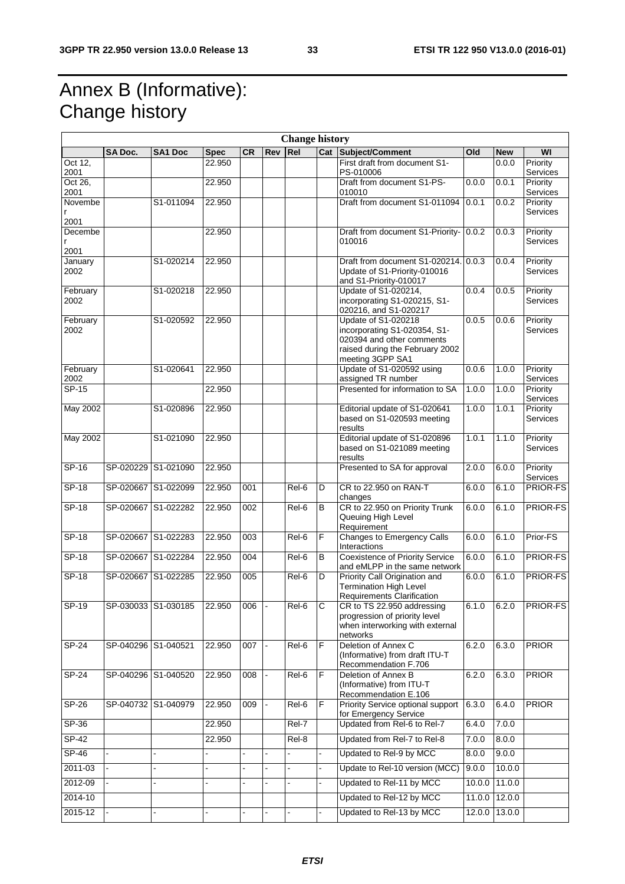# Annex B (Informative): Change history

| Change history | | | | | | | | | | | |
|---|---|---|---|---|---|---|---|---|---|---|---|
| | SA Doc. | SA1 Doc | Spec | CR | Rev | Rel | Cat | Subject/Comment | Old | New | WI |
| Oct 12, 2001 | | | 22.950 | | | | | First draft from document S1-PS-010006 | | 0.0.0 | Priority Services |
| Oct 26, 2001 | | | 22.950 | | | | | Draft from document S1-PS-010010 | 0.0.0 | 0.0.1 | Priority Services |
| November 2001 | | S1-011094 | 22.950 | | | | | Draft from document S1-011094 | 0.0.1 | 0.0.2 | Priority Services |
| December 2001 | | | 22.950 | | | | | Draft from document S1-Priority-010016 | 0.0.2 | 0.0.3 | Priority Services |
| January 2002 | | S1-020214 | 22.950 | | | | | Draft from document S1-020214. Update of S1-Priority-010016 and S1-Priority-010017 | 0.0.3 | 0.0.4 | Priority Services |
| February 2002 | | S1-020218 | 22.950 | | | | | Update of S1-020214, incorporating S1-020215, S1-020216, and S1-020217 | 0.0.4 | 0.0.5 | Priority Services |
| February 2002 | | S1-020592 | 22.950 | | | | | Update of S1-020218 incorporating S1-020354, S1-020394 and other comments raised during the February 2002 meeting 3GPP SA1 | 0.0.5 | 0.0.6 | Priority Services |
| February 2002 | | S1-020641 | 22.950 | | | | | Update of S1-020592 using assigned TR number | 0.0.6 | 1.0.0 | Priority Services |
| SP-15 | | | 22.950 | | | | | Presented for information to SA | 1.0.0 | 1.0.0 | Priority Services |
| May 2002 | | S1-020896 | 22.950 | | | | | Editorial update of S1-020641 based on S1-020593 meeting results | 1.0.0 | 1.0.1 | Priority Services |
| May 2002 | | S1-021090 | 22.950 | | | | | Editorial update of S1-020896 based on S1-021089 meeting results | 1.0.1 | 1.1.0 | Priority Services |
| SP-16 | SP-020229 | S1-021090 | 22.950 | | | | | Presented to SA for approval | 2.0.0 | 6.0.0 | Priority Services |
| SP-18 | SP-020667 | S1-022099 | 22.950 | 001 | | Rel-6 | D | CR to 22.950 on RAN-T changes | 6.0.0 | 6.1.0 | PRIOR-FS |
| SP-18 | SP-020667 | S1-022282 | 22.950 | 002 | | Rel-6 | B | CR to 22.950 on Priority Trunk Queuing High Level Requirement | 6.0.0 | 6.1.0 | PRIOR-FS |
| SP-18 | SP-020667 | S1-022283 | 22.950 | 003 | | Rel-6 | F | Changes to Emergency Calls Interactions | 6.0.0 | 6.1.0 | Prior-FS |
| SP-18 | SP-020667 | S1-022284 | 22.950 | 004 | | Rel-6 | B | Coexistence of Priority Service and eMLPP in the same network | 6.0.0 | 6.1.0 | PRIOR-FS |
| SP-18 | SP-020667 | S1-022285 | 22.950 | 005 | | Rel-6 | D | Priority Call Origination and Termination High Level Requirements Clarification | 6.0.0 | 6.1.0 | PRIOR-FS |
| SP-19 | SP-030033 | S1-030185 | 22.950 | 006 | - | Rel-6 | C | CR to TS 22.950 addressing progression of priority level when interworking with external networks | 6.1.0 | 6.2.0 | PRIOR-FS |
| SP-24 | SP-040296 | S1-040521 | 22.950 | 007 | - | Rel-6 | F | Deletion of Annex C (Informative) from draft ITU-T Recommendation F.706 | 6.2.0 | 6.3.0 | PRIOR |
| SP-24 | SP-040296 | S1-040520 | 22.950 | 008 | - | Rel-6 | F | Deletion of Annex B (Informative) from ITU-T Recommendation E.106 | 6.2.0 | 6.3.0 | PRIOR |
| SP-26 | SP-040732 | S1-040979 | 22.950 | 009 | - | Rel-6 | F | Priority Service optional support for Emergency Service | 6.3.0 | 6.4.0 | PRIOR |
| SP-36 | | | 22.950 | | | Rel-7 | | Updated from Rel-6 to Rel-7 | 6.4.0 | 7.0.0 | |
| SP-42 | | | 22.950 | | | Rel-8 | | Updated from Rel-7 to Rel-8 | 7.0.0 | 8.0.0 | |
| SP-46 | - | - | - | - | - | - | - | Updated to Rel-9 by MCC | 8.0.0 | 9.0.0 | |
| 2011-03 | - | - | - | - | - | - | - | Update to Rel-10 version (MCC) | 9.0.0 | 10.0.0 | |
| 2012-09 | - | - | - | - | - | - | - | Updated to Rel-11 by MCC | 10.0.0 | 11.0.0 | |
| 2014-10 | | | | | | | | Updated to Rel-12 by MCC | 11.0.0 | 12.0.0 | |
| 2015-12 | - | - | - | - | - | - | - | Updated to Rel-13 by MCC | 12.0.0 | 13.0.0 | |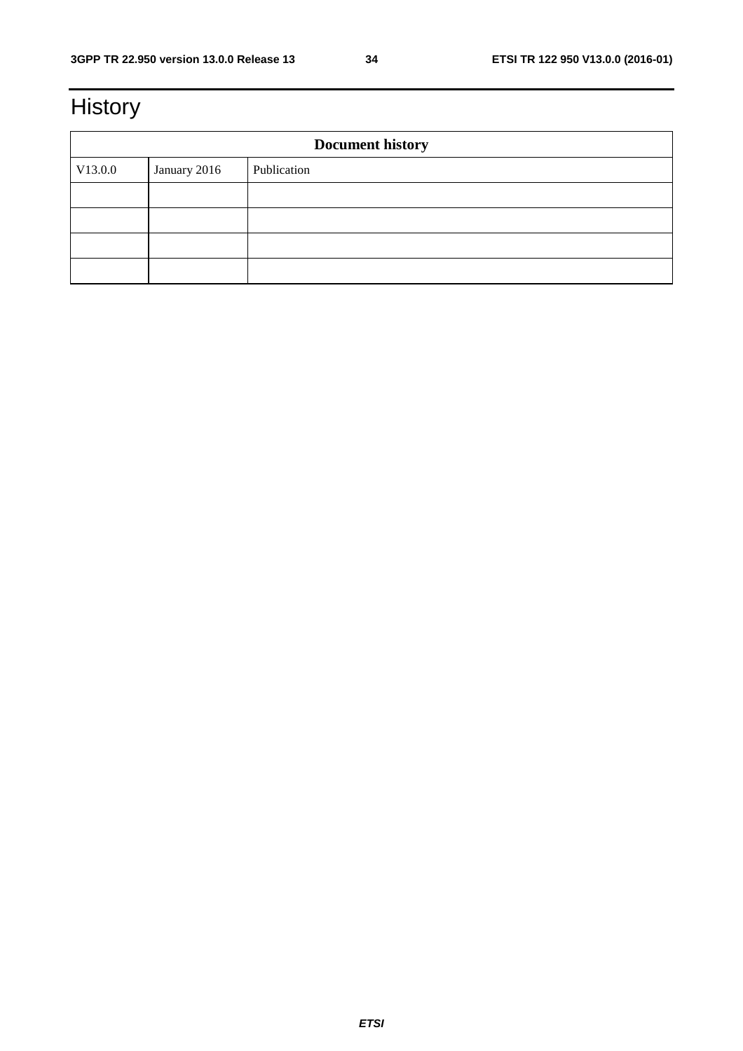# History

| Document history | | |
|---|---|---|
| V13.0.0 | January 2016 | Publication |
| | | |
| | | |
| | | |
| | | |